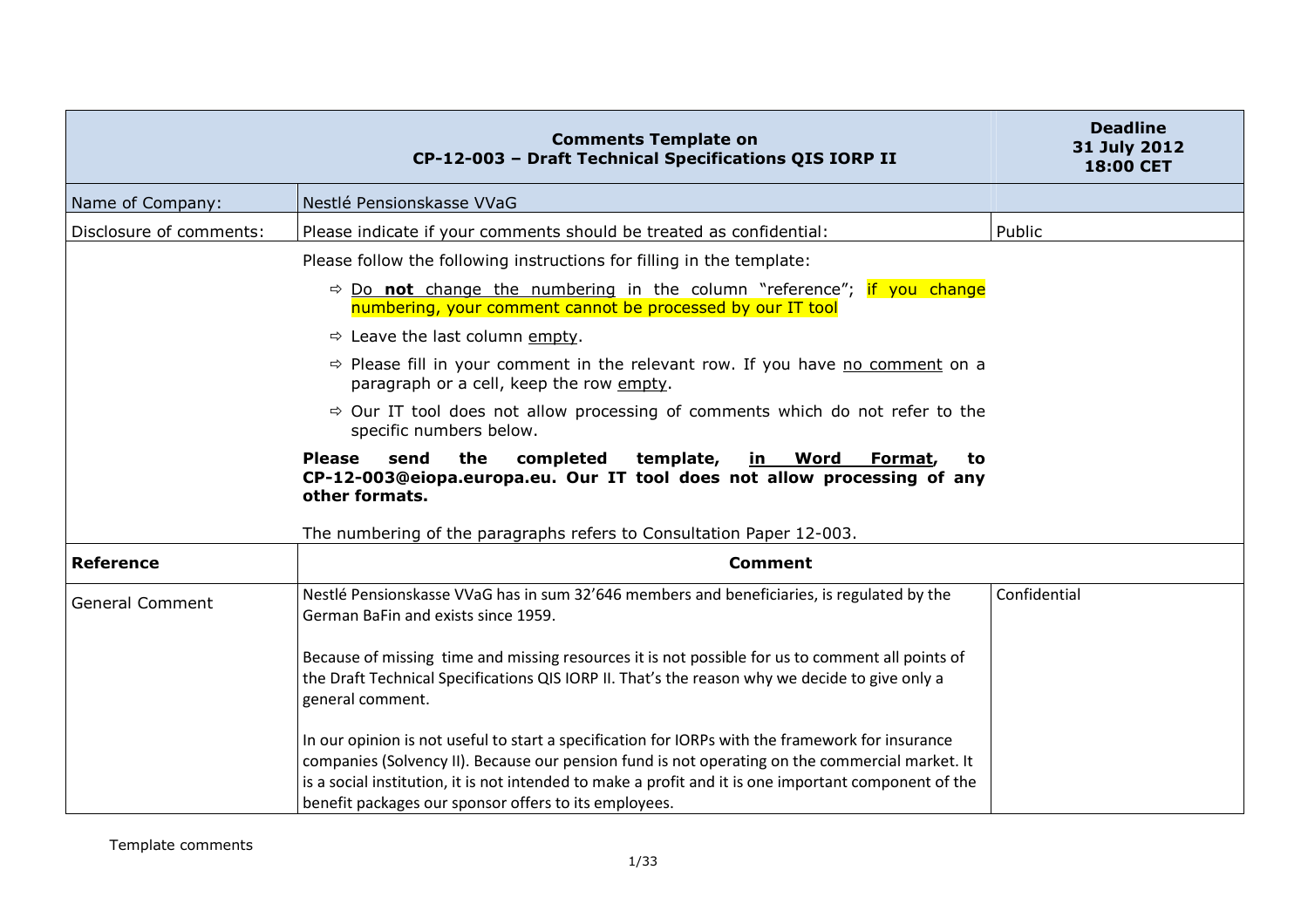| Comments Template on CP-12-003 – Draft Technical Specifications QIS IORP II | | Deadline 31 July 2012 18:00 CET |
| --- | --- | --- |
| Name of Company: | Nestlé Pensionskasse VVaG | |
| Disclosure of comments: | Please indicate if your comments should be treated as confidential: | Public |
| | Please follow the following instructions for filling in the template:<br>⇨ Do **not** change the numbering in the column "reference"; if you change numbering, your comment cannot be processed by our IT tool<br>⇨ Leave the last column empty.<br>⇨ Please fill in your comment in the relevant row. If you have no comment on a paragraph or a cell, keep the row empty.<br>⇨ Our IT tool does not allow processing of comments which do not refer to the specific numbers below.<br>**Please send the completed template, in Word Format, to CP-12-003@eiopa.europa.eu. Our IT tool does not allow processing of any other formats.**<br>The numbering of the paragraphs refers to Consultation Paper 12-003. | |
| **Reference** | **Comment** | |
| General Comment | Nestlé Pensionskasse VVaG has in sum 32'646 members and beneficiaries, is regulated by the German BaFin and exists since 1959.<br><br>Because of missing time and missing resources it is not possible for us to comment all points of the Draft Technical Specifications QIS IORP II. That's the reason why we decide to give only a general comment.<br><br>In our opinion is not useful to start a specification for IORPs with the framework for insurance companies (Solvency II). Because our pension fund is not operating on the commercial market. It is a social institution, it is not intended to make a profit and it is one important component of the benefit packages our sponsor offers to its employees. | Confidential |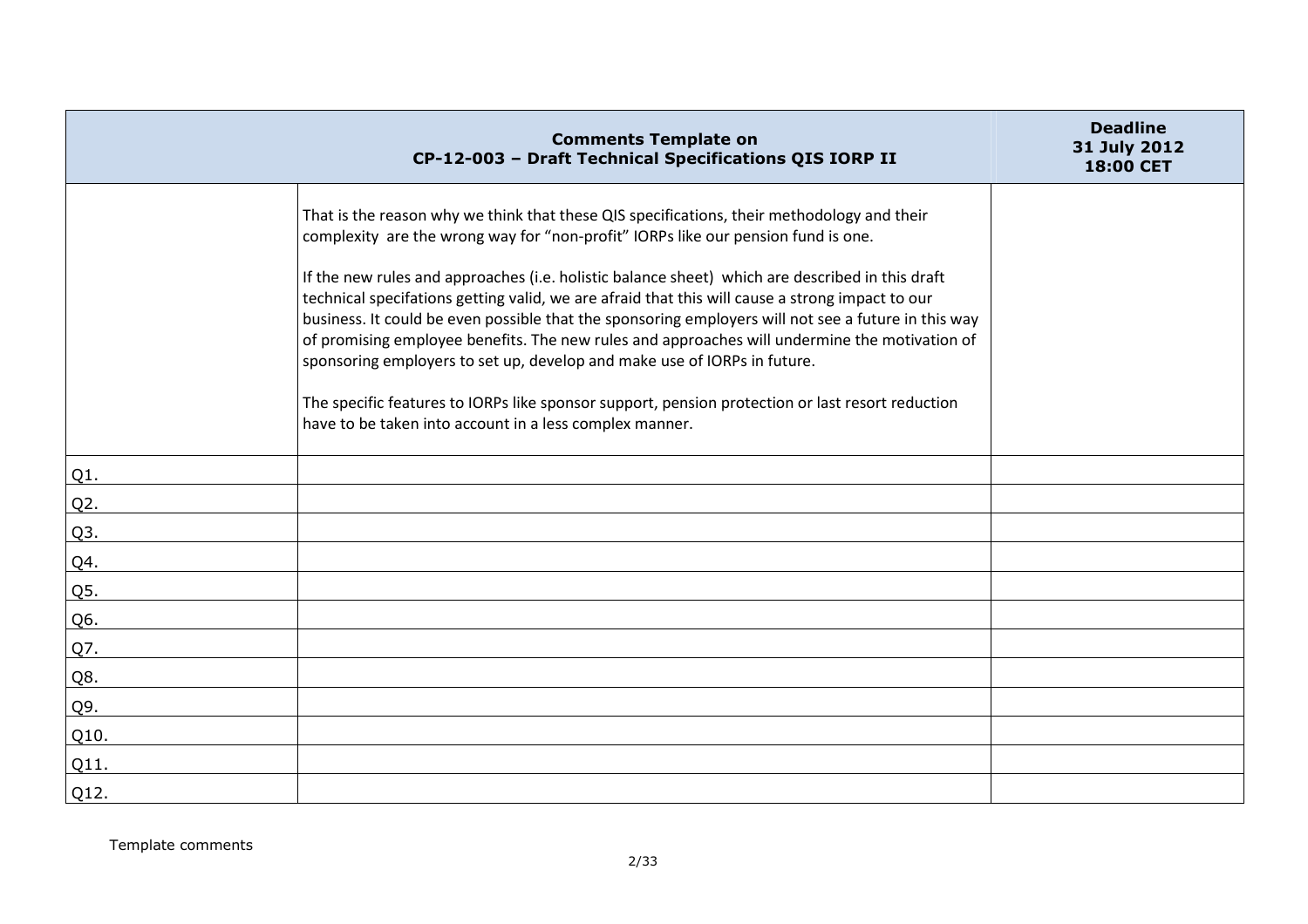| Comments Template on CP-12-003 – Draft Technical Specifications QIS IORP II | | Deadline 31 July 2012 18:00 CET |
|---|---|---|
| | That is the reason why we think that these QIS specifications, their methodology and their complexity are the wrong way for "non-profit" IORPs like our pension fund is one.<br><br>If the new rules and approaches (i.e. holistic balance sheet) which are described in this draft technical specifations getting valid, we are afraid that this will cause a strong impact to our business. It could be even possible that the sponsoring employers will not see a future in this way of promising employee benefits. The new rules and approaches will undermine the motivation of sponsoring employers to set up, develop and make use of IORPs in future.<br><br>The specific features to IORPs like sponsor support, pension protection or last resort reduction have to be taken into account in a less complex manner. | |
| Q1. | | |
| Q2. | | |
| Q3. | | |
| Q4. | | |
| Q5. | | |
| Q6. | | |
| Q7. | | |
| Q8. | | |
| Q9. | | |
| Q10. | | |
| Q11. | | |
| Q12. | | |

Template comments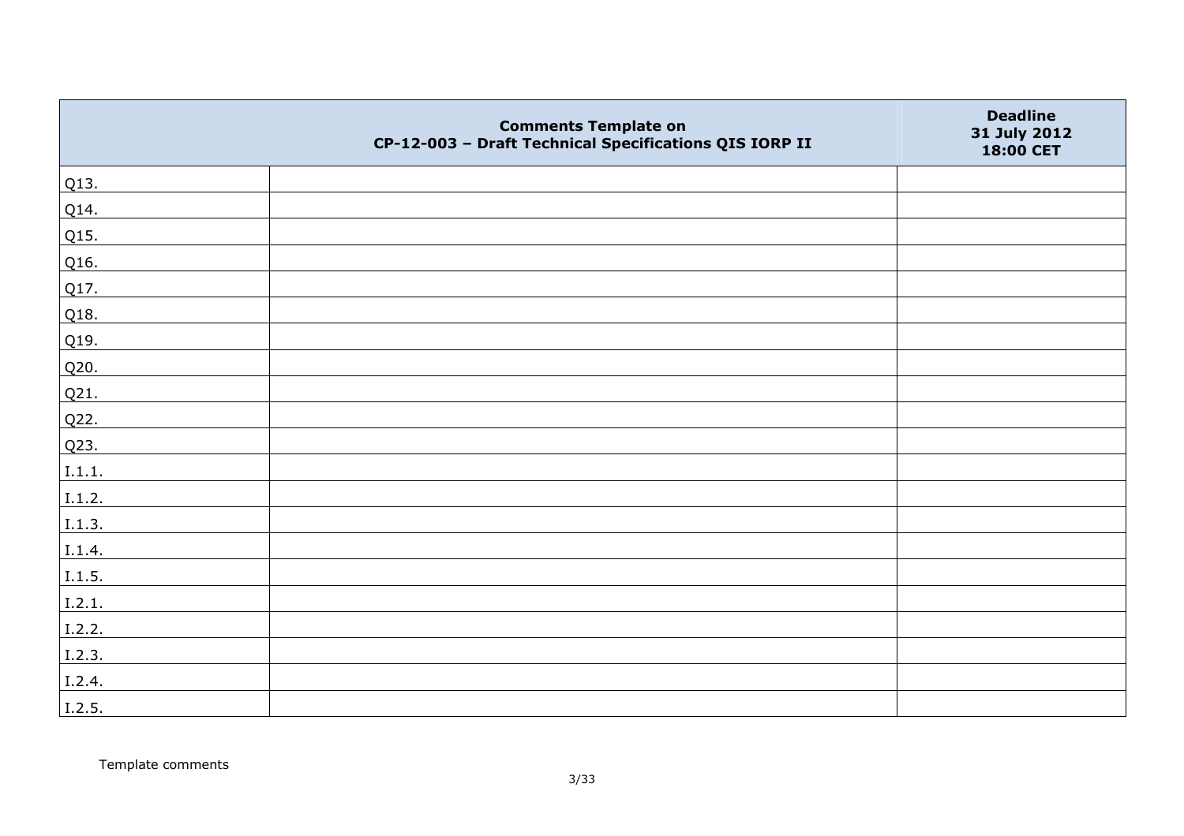| Comments Template on CP-12-003 – Draft Technical Specifications QIS IORP II | | Deadline 31 July 2012 18:00 CET |
|---|---|---|
| Q13. | | |
| Q14. | | |
| Q15. | | |
| Q16. | | |
| Q17. | | |
| Q18. | | |
| Q19. | | |
| Q20. | | |
| Q21. | | |
| Q22. | | |
| Q23. | | |
| I.1.1. | | |
| I.1.2. | | |
| I.1.3. | | |
| I.1.4. | | |
| I.1.5. | | |
| I.2.1. | | |
| I.2.2. | | |
| I.2.3. | | |
| I.2.4. | | |
| I.2.5. | | |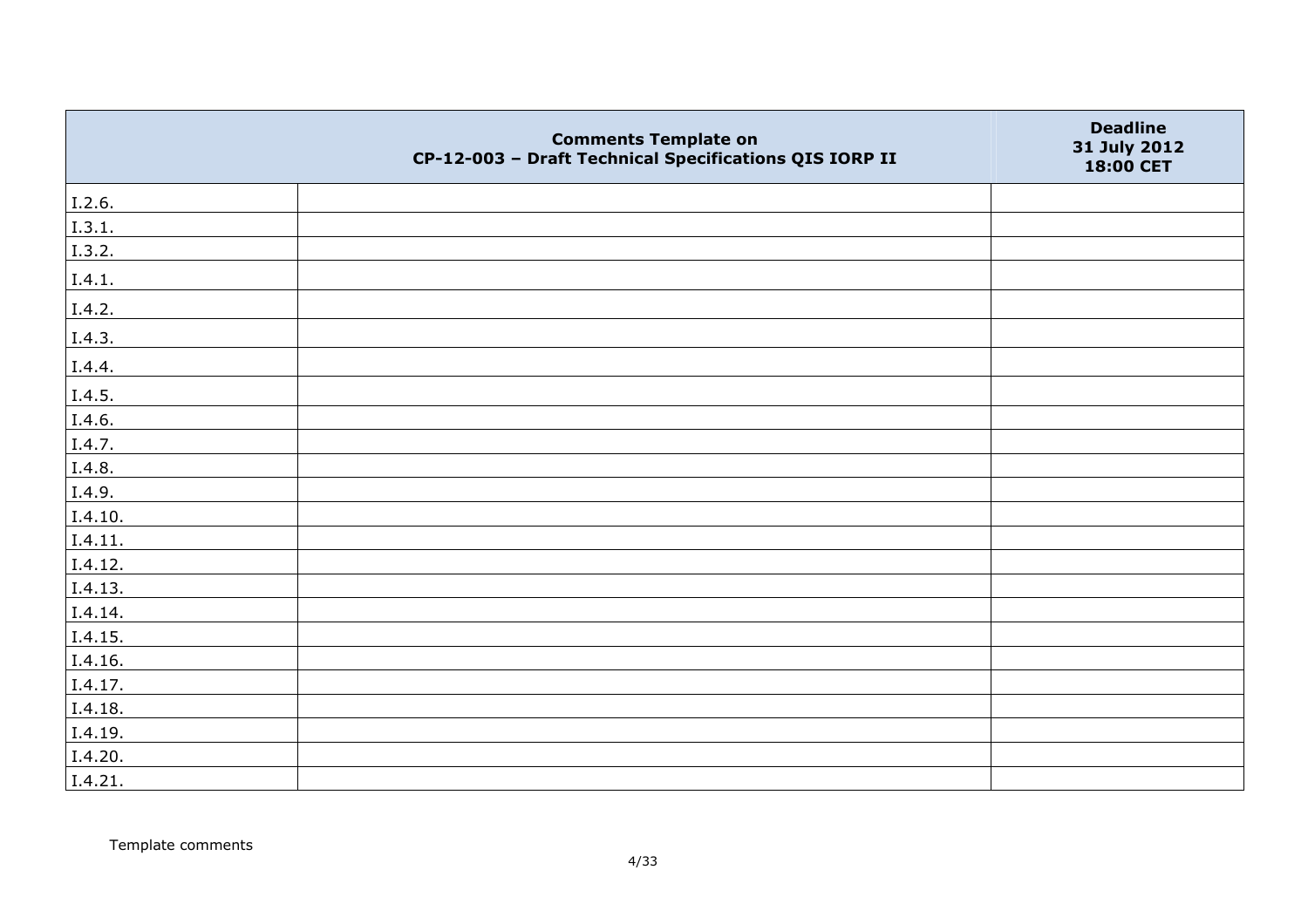| | Comments Template on CP-12-003 – Draft Technical Specifications QIS IORP II | Deadline 31 July 2012 18:00 CET |
|---|---|---|
| I.2.6. | | |
| I.3.1. | | |
| I.3.2. | | |
| I.4.1. | | |
| I.4.2. | | |
| I.4.3. | | |
| I.4.4. | | |
| I.4.5. | | |
| I.4.6. | | |
| I.4.7. | | |
| I.4.8. | | |
| I.4.9. | | |
| I.4.10. | | |
| I.4.11. | | |
| I.4.12. | | |
| I.4.13. | | |
| I.4.14. | | |
| I.4.15. | | |
| I.4.16. | | |
| I.4.17. | | |
| I.4.18. | | |
| I.4.19. | | |
| I.4.20. | | |
| I.4.21. | | |

Template comments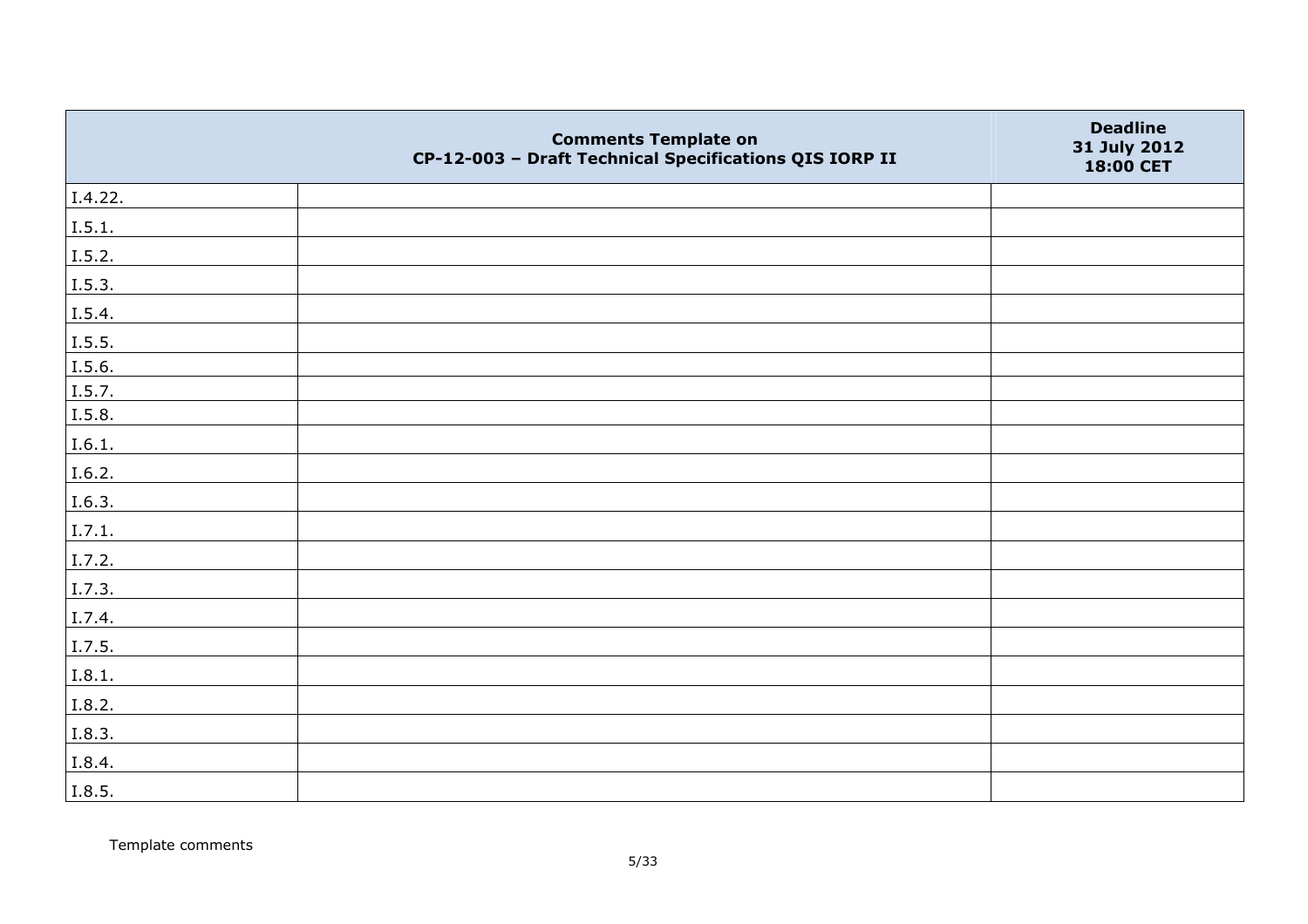| | Comments Template on CP-12-003 – Draft Technical Specifications QIS IORP II | Deadline 31 July 2012 18:00 CET |
|---|---|---|
| I.4.22. | | |
| I.5.1. | | |
| I.5.2. | | |
| I.5.3. | | |
| I.5.4. | | |
| I.5.5. | | |
| I.5.6. | | |
| I.5.7. | | |
| I.5.8. | | |
| I.6.1. | | |
| I.6.2. | | |
| I.6.3. | | |
| I.7.1. | | |
| I.7.2. | | |
| I.7.3. | | |
| I.7.4. | | |
| I.7.5. | | |
| I.8.1. | | |
| I.8.2. | | |
| I.8.3. | | |
| I.8.4. | | |
| I.8.5. | | |

Template comments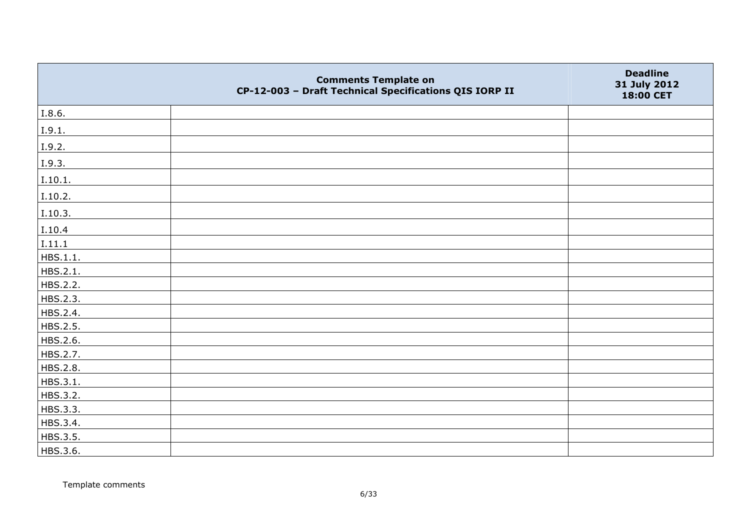|  | Comments Template on CP-12-003 – Draft Technical Specifications QIS IORP II | Deadline 31 July 2012 18:00 CET |
|---|---|---|
| I.8.6. |  |  |
| I.9.1. |  |  |
| I.9.2. |  |  |
| I.9.3. |  |  |
| I.10.1. |  |  |
| I.10.2. |  |  |
| I.10.3. |  |  |
| I.10.4 |  |  |
| I.11.1 |  |  |
| HBS.1.1. |  |  |
| HBS.2.1. |  |  |
| HBS.2.2. |  |  |
| HBS.2.3. |  |  |
| HBS.2.4. |  |  |
| HBS.2.5. |  |  |
| HBS.2.6. |  |  |
| HBS.2.7. |  |  |
| HBS.2.8. |  |  |
| HBS.3.1. |  |  |
| HBS.3.2. |  |  |
| HBS.3.3. |  |  |
| HBS.3.4. |  |  |
| HBS.3.5. |  |  |
| HBS.3.6. |  |  |

Template comments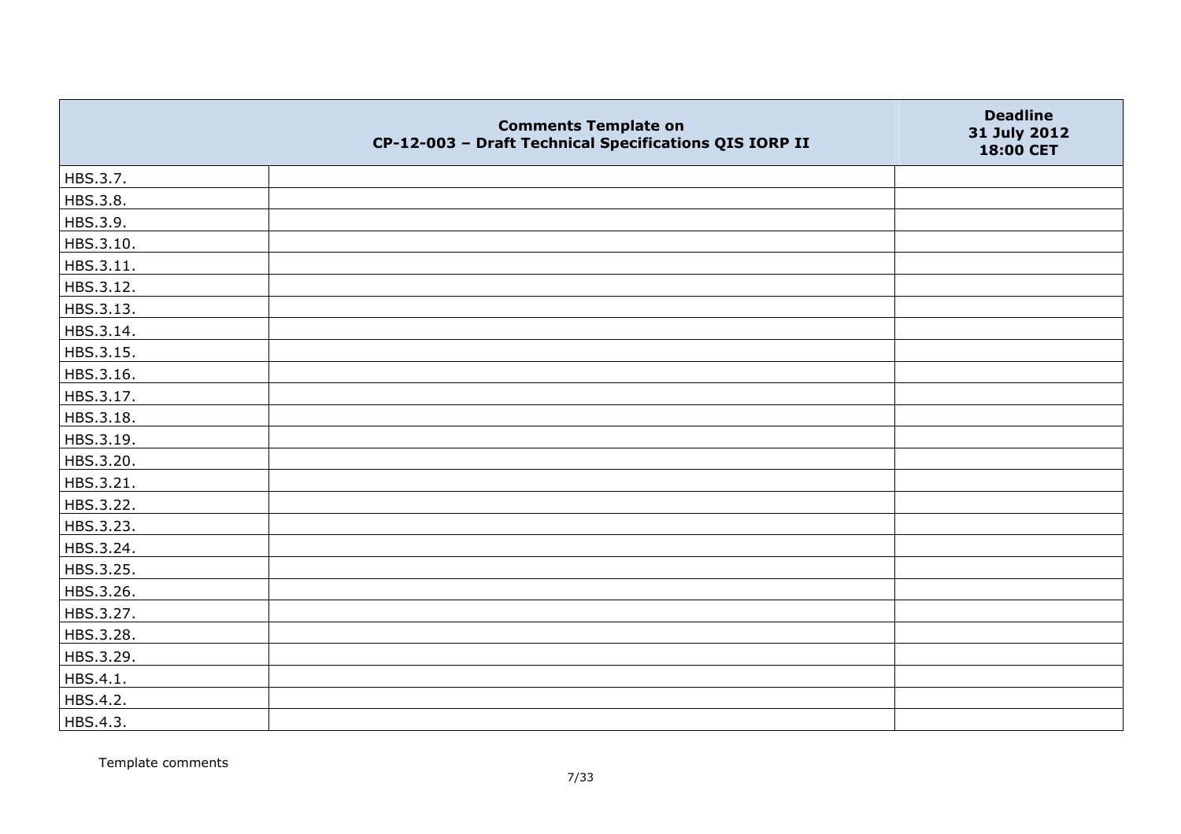|  | Comments Template on CP-12-003 – Draft Technical Specifications QIS IORP II | Deadline 31 July 2012 18:00 CET |
|---|---|---|
| HBS.3.7. |  |  |
| HBS.3.8. |  |  |
| HBS.3.9. |  |  |
| HBS.3.10. |  |  |
| HBS.3.11. |  |  |
| HBS.3.12. |  |  |
| HBS.3.13. |  |  |
| HBS.3.14. |  |  |
| HBS.3.15. |  |  |
| HBS.3.16. |  |  |
| HBS.3.17. |  |  |
| HBS.3.18. |  |  |
| HBS.3.19. |  |  |
| HBS.3.20. |  |  |
| HBS.3.21. |  |  |
| HBS.3.22. |  |  |
| HBS.3.23. |  |  |
| HBS.3.24. |  |  |
| HBS.3.25. |  |  |
| HBS.3.26. |  |  |
| HBS.3.27. |  |  |
| HBS.3.28. |  |  |
| HBS.3.29. |  |  |
| HBS.4.1. |  |  |
| HBS.4.2. |  |  |
| HBS.4.3. |  |  |

Template comments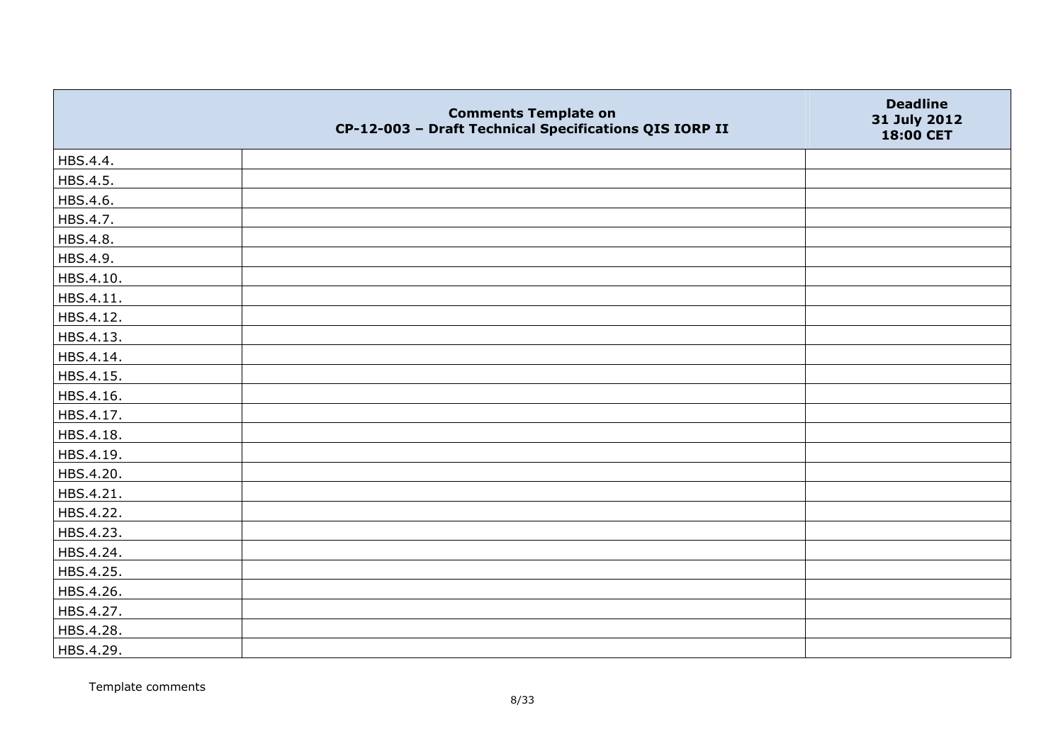|  | Comments Template on CP-12-003 – Draft Technical Specifications QIS IORP II | Deadline 31 July 2012 18:00 CET |
|---|---|---|
| HBS.4.4. |  |  |
| HBS.4.5. |  |  |
| HBS.4.6. |  |  |
| HBS.4.7. |  |  |
| HBS.4.8. |  |  |
| HBS.4.9. |  |  |
| HBS.4.10. |  |  |
| HBS.4.11. |  |  |
| HBS.4.12. |  |  |
| HBS.4.13. |  |  |
| HBS.4.14. |  |  |
| HBS.4.15. |  |  |
| HBS.4.16. |  |  |
| HBS.4.17. |  |  |
| HBS.4.18. |  |  |
| HBS.4.19. |  |  |
| HBS.4.20. |  |  |
| HBS.4.21. |  |  |
| HBS.4.22. |  |  |
| HBS.4.23. |  |  |
| HBS.4.24. |  |  |
| HBS.4.25. |  |  |
| HBS.4.26. |  |  |
| HBS.4.27. |  |  |
| HBS.4.28. |  |  |
| HBS.4.29. |  |  |

Template comments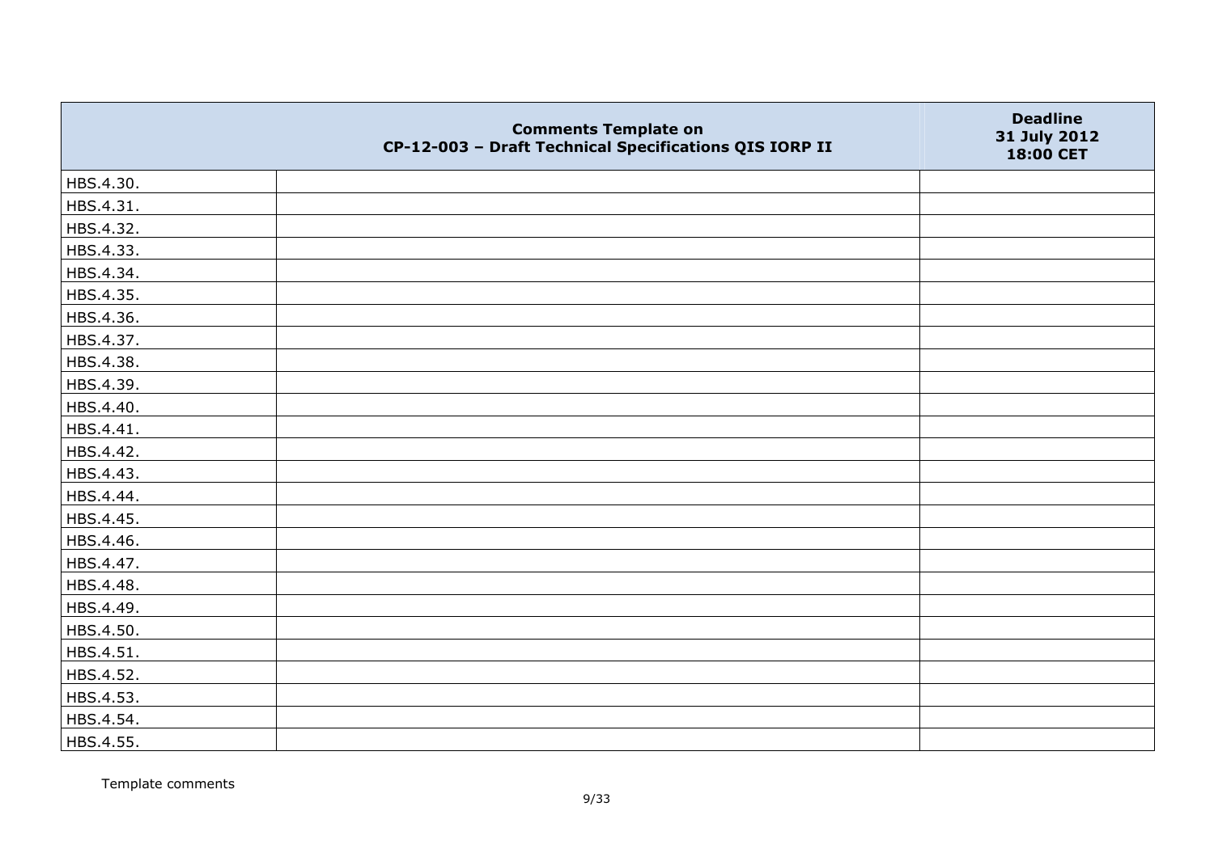| | Comments Template on CP-12-003 – Draft Technical Specifications QIS IORP II | Deadline 31 July 2012 18:00 CET |
|---|---|---|
| HBS.4.30. | | |
| HBS.4.31. | | |
| HBS.4.32. | | |
| HBS.4.33. | | |
| HBS.4.34. | | |
| HBS.4.35. | | |
| HBS.4.36. | | |
| HBS.4.37. | | |
| HBS.4.38. | | |
| HBS.4.39. | | |
| HBS.4.40. | | |
| HBS.4.41. | | |
| HBS.4.42. | | |
| HBS.4.43. | | |
| HBS.4.44. | | |
| HBS.4.45. | | |
| HBS.4.46. | | |
| HBS.4.47. | | |
| HBS.4.48. | | |
| HBS.4.49. | | |
| HBS.4.50. | | |
| HBS.4.51. | | |
| HBS.4.52. | | |
| HBS.4.53. | | |
| HBS.4.54. | | |
| HBS.4.55. | | |

Template comments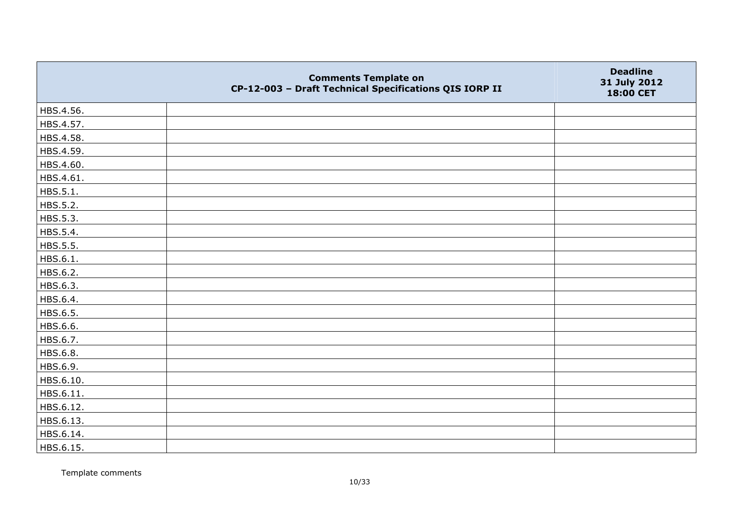| | Comments Template on CP-12-003 – Draft Technical Specifications QIS IORP II | Deadline 31 July 2012 18:00 CET |
|---|---|---|
| HBS.4.56. | | |
| HBS.4.57. | | |
| HBS.4.58. | | |
| HBS.4.59. | | |
| HBS.4.60. | | |
| HBS.4.61. | | |
| HBS.5.1. | | |
| HBS.5.2. | | |
| HBS.5.3. | | |
| HBS.5.4. | | |
| HBS.5.5. | | |
| HBS.6.1. | | |
| HBS.6.2. | | |
| HBS.6.3. | | |
| HBS.6.4. | | |
| HBS.6.5. | | |
| HBS.6.6. | | |
| HBS.6.7. | | |
| HBS.6.8. | | |
| HBS.6.9. | | |
| HBS.6.10. | | |
| HBS.6.11. | | |
| HBS.6.12. | | |
| HBS.6.13. | | |
| HBS.6.14. | | |
| HBS.6.15. | | |

Template comments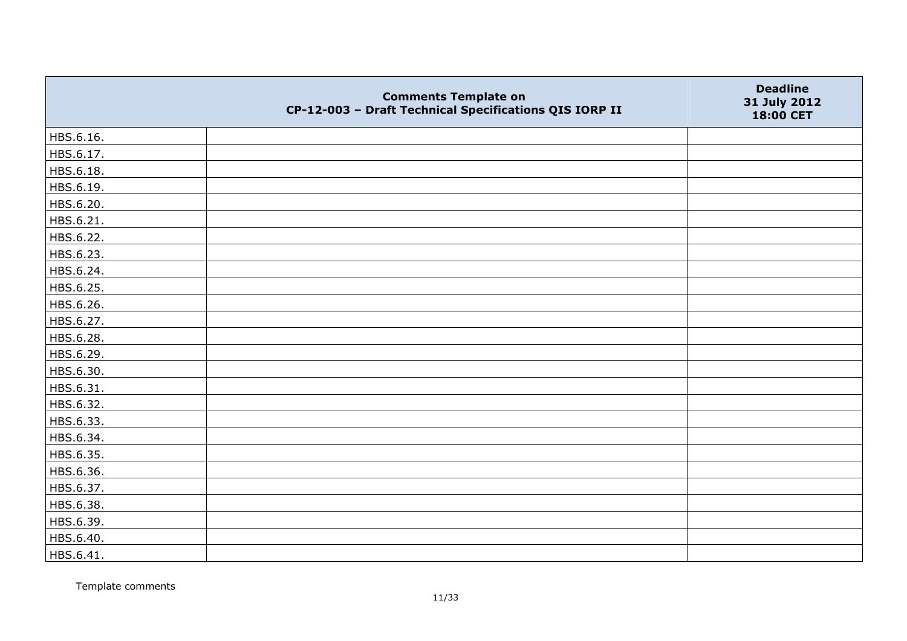| | Comments Template on CP-12-003 – Draft Technical Specifications QIS IORP II | Deadline 31 July 2012 18:00 CET |
|---|---|---|
| HBS.6.16. | | |
| HBS.6.17. | | |
| HBS.6.18. | | |
| HBS.6.19. | | |
| HBS.6.20. | | |
| HBS.6.21. | | |
| HBS.6.22. | | |
| HBS.6.23. | | |
| HBS.6.24. | | |
| HBS.6.25. | | |
| HBS.6.26. | | |
| HBS.6.27. | | |
| HBS.6.28. | | |
| HBS.6.29. | | |
| HBS.6.30. | | |
| HBS.6.31. | | |
| HBS.6.32. | | |
| HBS.6.33. | | |
| HBS.6.34. | | |
| HBS.6.35. | | |
| HBS.6.36. | | |
| HBS.6.37. | | |
| HBS.6.38. | | |
| HBS.6.39. | | |
| HBS.6.40. | | |
| HBS.6.41. | | |

Template comments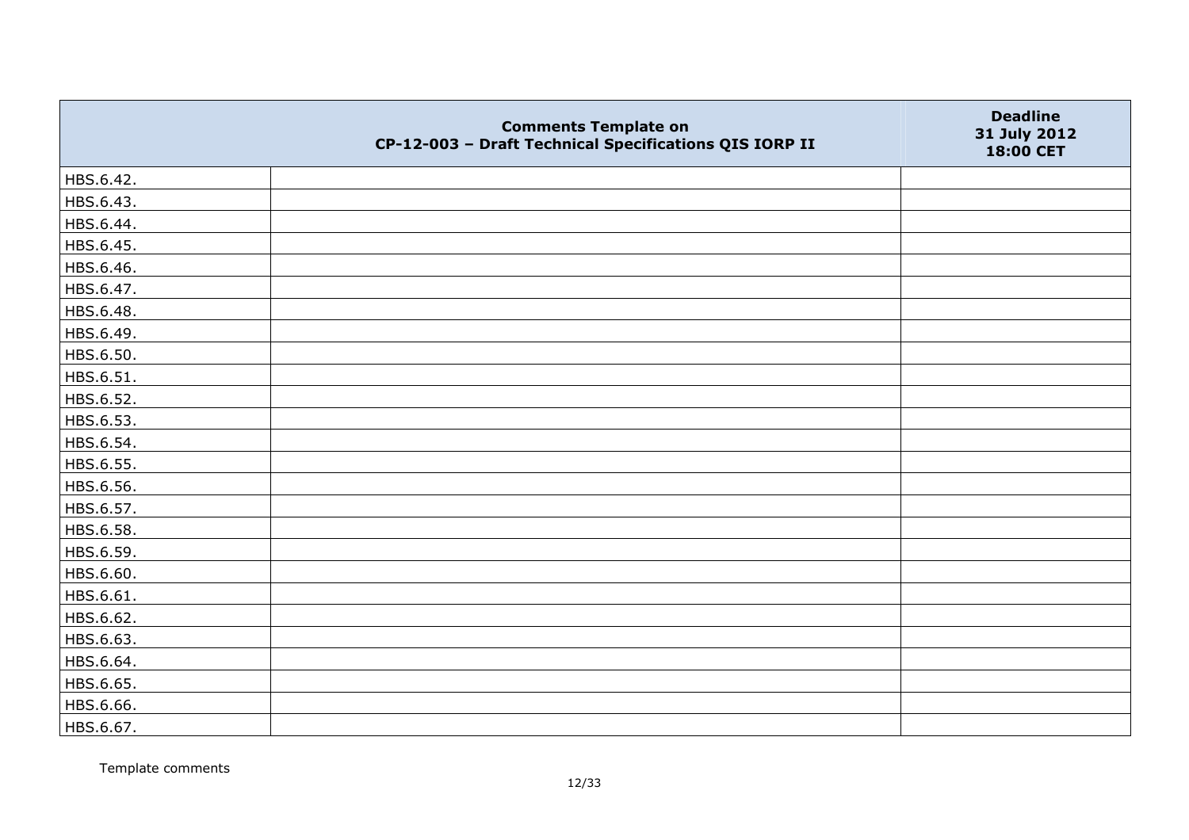| | Comments Template on CP-12-003 – Draft Technical Specifications QIS IORP II | Deadline 31 July 2012 18:00 CET |
|---|---|---|
| HBS.6.42. | | |
| HBS.6.43. | | |
| HBS.6.44. | | |
| HBS.6.45. | | |
| HBS.6.46. | | |
| HBS.6.47. | | |
| HBS.6.48. | | |
| HBS.6.49. | | |
| HBS.6.50. | | |
| HBS.6.51. | | |
| HBS.6.52. | | |
| HBS.6.53. | | |
| HBS.6.54. | | |
| HBS.6.55. | | |
| HBS.6.56. | | |
| HBS.6.57. | | |
| HBS.6.58. | | |
| HBS.6.59. | | |
| HBS.6.60. | | |
| HBS.6.61. | | |
| HBS.6.62. | | |
| HBS.6.63. | | |
| HBS.6.64. | | |
| HBS.6.65. | | |
| HBS.6.66. | | |
| HBS.6.67. | | |

Template comments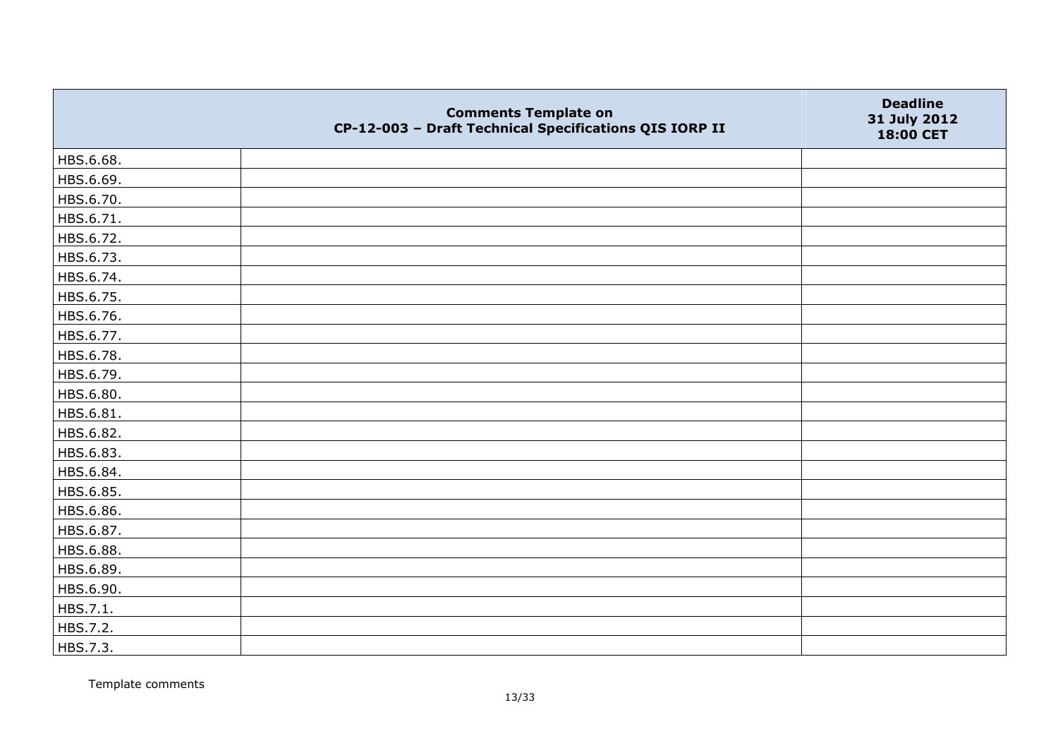| | Comments Template on CP-12-003 – Draft Technical Specifications QIS IORP II | Deadline 31 July 2012 18:00 CET |
|---|---|---|
| HBS.6.68. | | |
| HBS.6.69. | | |
| HBS.6.70. | | |
| HBS.6.71. | | |
| HBS.6.72. | | |
| HBS.6.73. | | |
| HBS.6.74. | | |
| HBS.6.75. | | |
| HBS.6.76. | | |
| HBS.6.77. | | |
| HBS.6.78. | | |
| HBS.6.79. | | |
| HBS.6.80. | | |
| HBS.6.81. | | |
| HBS.6.82. | | |
| HBS.6.83. | | |
| HBS.6.84. | | |
| HBS.6.85. | | |
| HBS.6.86. | | |
| HBS.6.87. | | |
| HBS.6.88. | | |
| HBS.6.89. | | |
| HBS.6.90. | | |
| HBS.7.1. | | |
| HBS.7.2. | | |
| HBS.7.3. | | |

Template comments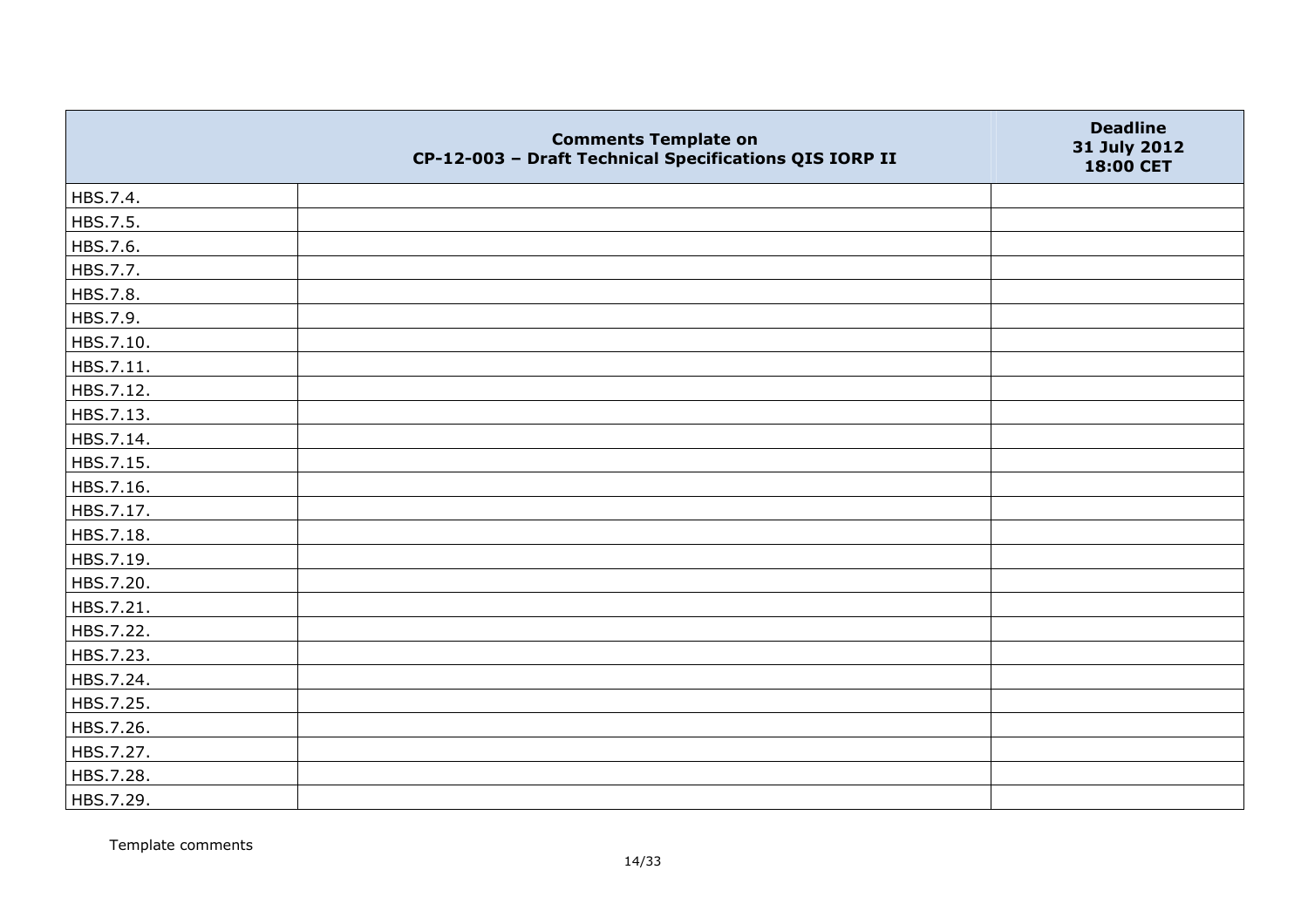| | Comments Template on CP-12-003 – Draft Technical Specifications QIS IORP II | Deadline 31 July 2012 18:00 CET |
|---|---|---|
| HBS.7.4. | | |
| HBS.7.5. | | |
| HBS.7.6. | | |
| HBS.7.7. | | |
| HBS.7.8. | | |
| HBS.7.9. | | |
| HBS.7.10. | | |
| HBS.7.11. | | |
| HBS.7.12. | | |
| HBS.7.13. | | |
| HBS.7.14. | | |
| HBS.7.15. | | |
| HBS.7.16. | | |
| HBS.7.17. | | |
| HBS.7.18. | | |
| HBS.7.19. | | |
| HBS.7.20. | | |
| HBS.7.21. | | |
| HBS.7.22. | | |
| HBS.7.23. | | |
| HBS.7.24. | | |
| HBS.7.25. | | |
| HBS.7.26. | | |
| HBS.7.27. | | |
| HBS.7.28. | | |
| HBS.7.29. | | |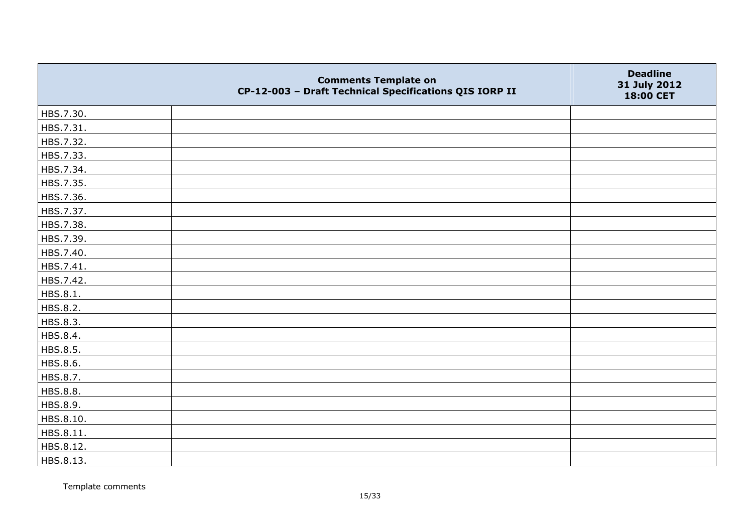|  | Comments Template on CP-12-003 – Draft Technical Specifications QIS IORP II | Deadline 31 July 2012 18:00 CET |
|---|---|---|
| HBS.7.30. |  |  |
| HBS.7.31. |  |  |
| HBS.7.32. |  |  |
| HBS.7.33. |  |  |
| HBS.7.34. |  |  |
| HBS.7.35. |  |  |
| HBS.7.36. |  |  |
| HBS.7.37. |  |  |
| HBS.7.38. |  |  |
| HBS.7.39. |  |  |
| HBS.7.40. |  |  |
| HBS.7.41. |  |  |
| HBS.7.42. |  |  |
| HBS.8.1. |  |  |
| HBS.8.2. |  |  |
| HBS.8.3. |  |  |
| HBS.8.4. |  |  |
| HBS.8.5. |  |  |
| HBS.8.6. |  |  |
| HBS.8.7. |  |  |
| HBS.8.8. |  |  |
| HBS.8.9. |  |  |
| HBS.8.10. |  |  |
| HBS.8.11. |  |  |
| HBS.8.12. |  |  |
| HBS.8.13. |  |  |

Template comments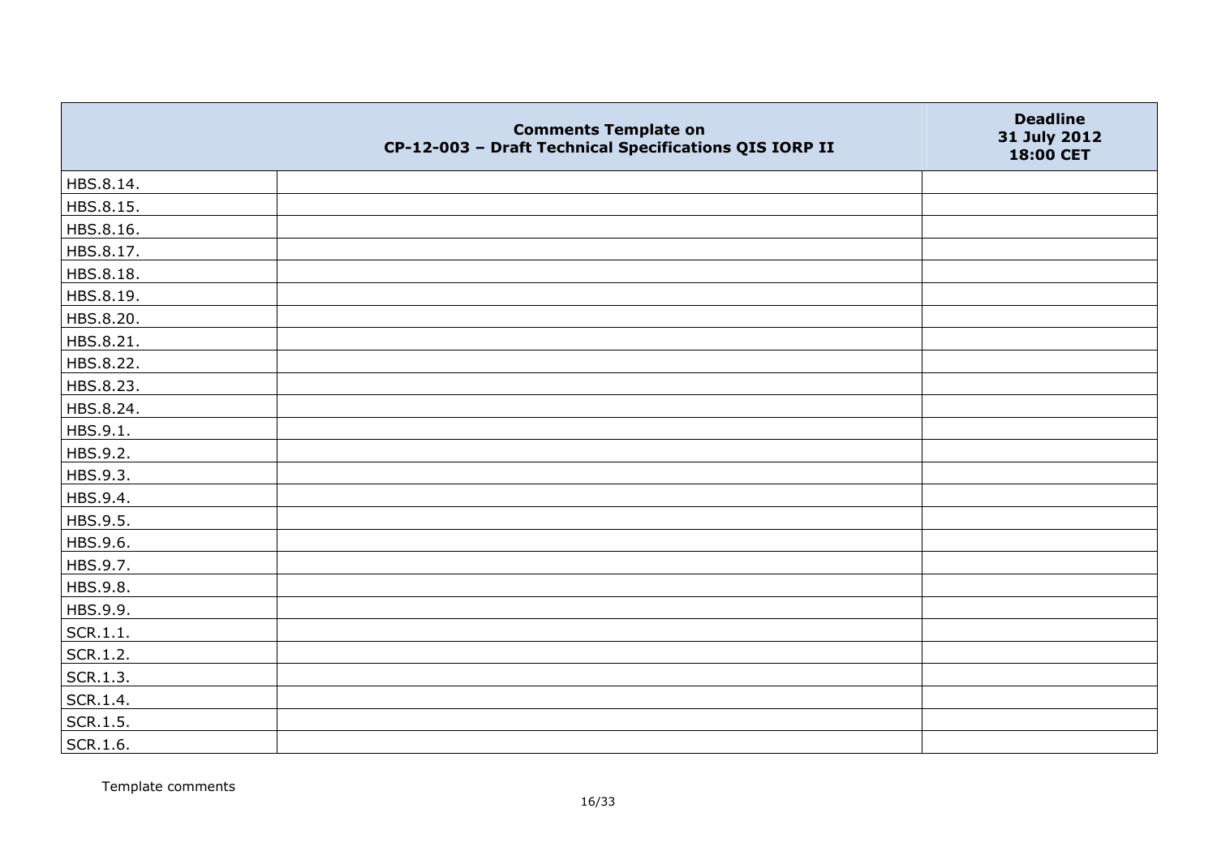| | Comments Template on CP-12-003 – Draft Technical Specifications QIS IORP II | Deadline 31 July 2012 18:00 CET |
|---|---|---|
| HBS.8.14. | | |
| HBS.8.15. | | |
| HBS.8.16. | | |
| HBS.8.17. | | |
| HBS.8.18. | | |
| HBS.8.19. | | |
| HBS.8.20. | | |
| HBS.8.21. | | |
| HBS.8.22. | | |
| HBS.8.23. | | |
| HBS.8.24. | | |
| HBS.9.1. | | |
| HBS.9.2. | | |
| HBS.9.3. | | |
| HBS.9.4. | | |
| HBS.9.5. | | |
| HBS.9.6. | | |
| HBS.9.7. | | |
| HBS.9.8. | | |
| HBS.9.9. | | |
| SCR.1.1. | | |
| SCR.1.2. | | |
| SCR.1.3. | | |
| SCR.1.4. | | |
| SCR.1.5. | | |
| SCR.1.6. | | |

Template comments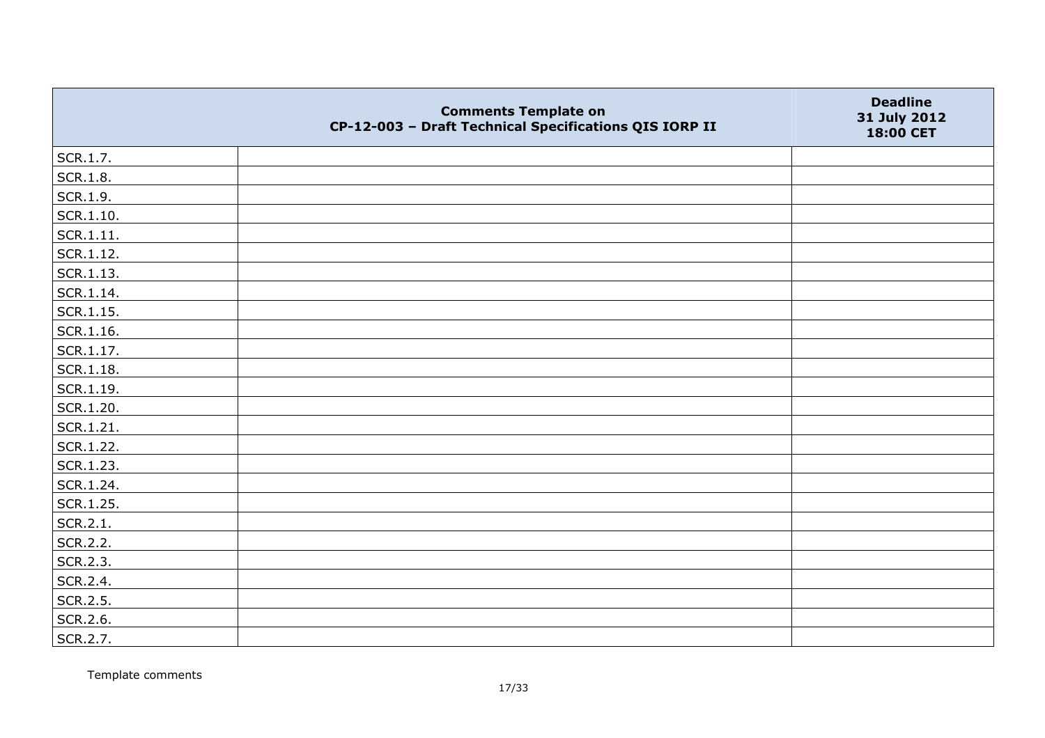|  | Comments Template on CP-12-003 – Draft Technical Specifications QIS IORP II | Deadline 31 July 2012 18:00 CET |
|---|---|---|
| SCR.1.7. |  |  |
| SCR.1.8. |  |  |
| SCR.1.9. |  |  |
| SCR.1.10. |  |  |
| SCR.1.11. |  |  |
| SCR.1.12. |  |  |
| SCR.1.13. |  |  |
| SCR.1.14. |  |  |
| SCR.1.15. |  |  |
| SCR.1.16. |  |  |
| SCR.1.17. |  |  |
| SCR.1.18. |  |  |
| SCR.1.19. |  |  |
| SCR.1.20. |  |  |
| SCR.1.21. |  |  |
| SCR.1.22. |  |  |
| SCR.1.23. |  |  |
| SCR.1.24. |  |  |
| SCR.1.25. |  |  |
| SCR.2.1. |  |  |
| SCR.2.2. |  |  |
| SCR.2.3. |  |  |
| SCR.2.4. |  |  |
| SCR.2.5. |  |  |
| SCR.2.6. |  |  |
| SCR.2.7. |  |  |

Template comments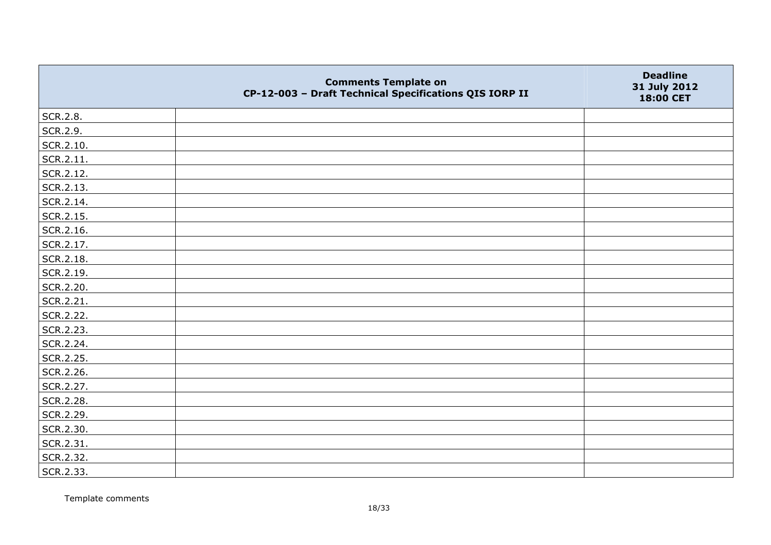| | Comments Template on CP-12-003 – Draft Technical Specifications QIS IORP II | Deadline 31 July 2012 18:00 CET |
|---|---|---|
| SCR.2.8. | | |
| SCR.2.9. | | |
| SCR.2.10. | | |
| SCR.2.11. | | |
| SCR.2.12. | | |
| SCR.2.13. | | |
| SCR.2.14. | | |
| SCR.2.15. | | |
| SCR.2.16. | | |
| SCR.2.17. | | |
| SCR.2.18. | | |
| SCR.2.19. | | |
| SCR.2.20. | | |
| SCR.2.21. | | |
| SCR.2.22. | | |
| SCR.2.23. | | |
| SCR.2.24. | | |
| SCR.2.25. | | |
| SCR.2.26. | | |
| SCR.2.27. | | |
| SCR.2.28. | | |
| SCR.2.29. | | |
| SCR.2.30. | | |
| SCR.2.31. | | |
| SCR.2.32. | | |
| SCR.2.33. | | |

Template comments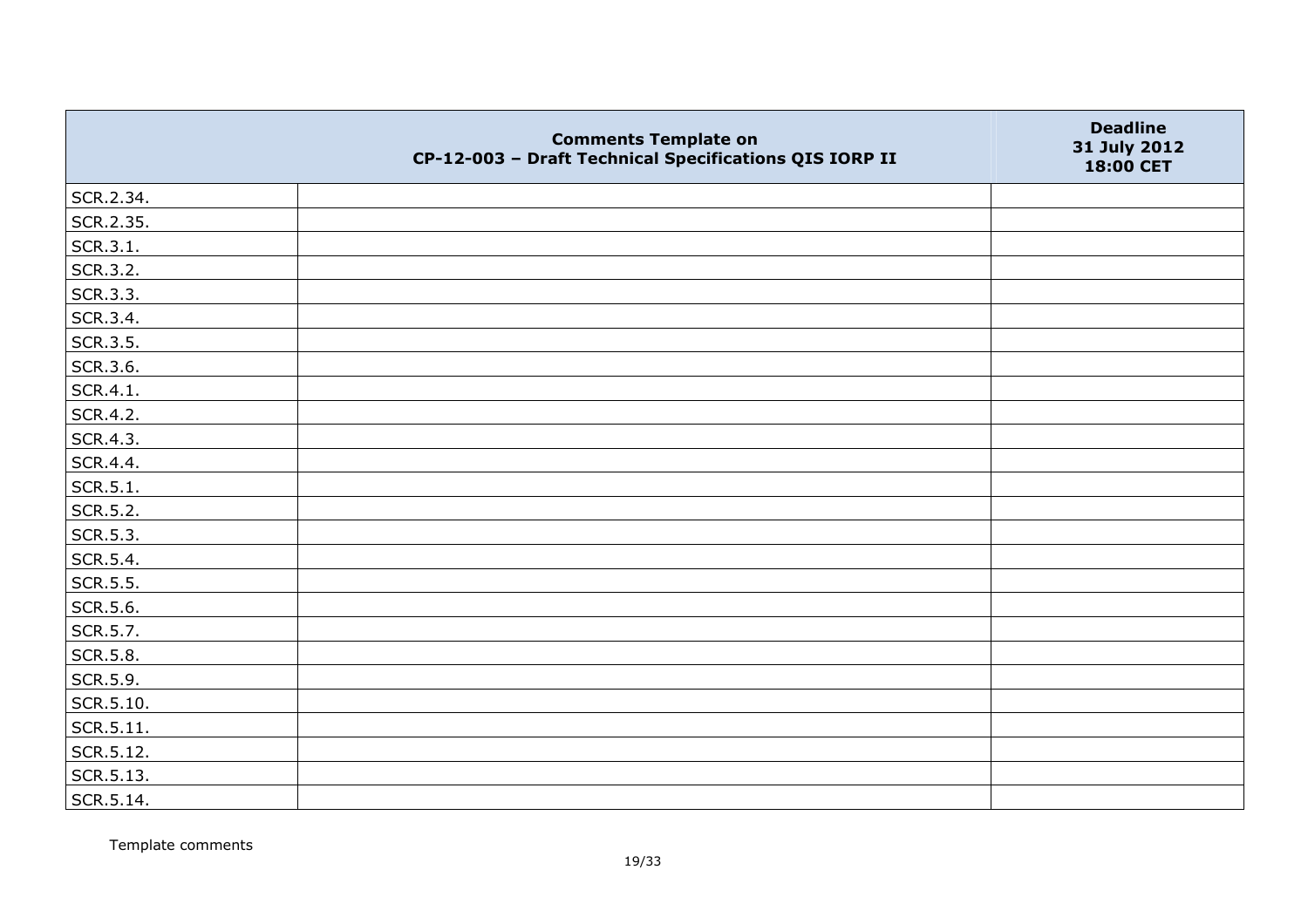| | Comments Template on CP-12-003 – Draft Technical Specifications QIS IORP II | Deadline 31 July 2012 18:00 CET |
|---|---|---|
| SCR.2.34. | | |
| SCR.2.35. | | |
| SCR.3.1. | | |
| SCR.3.2. | | |
| SCR.3.3. | | |
| SCR.3.4. | | |
| SCR.3.5. | | |
| SCR.3.6. | | |
| SCR.4.1. | | |
| SCR.4.2. | | |
| SCR.4.3. | | |
| SCR.4.4. | | |
| SCR.5.1. | | |
| SCR.5.2. | | |
| SCR.5.3. | | |
| SCR.5.4. | | |
| SCR.5.5. | | |
| SCR.5.6. | | |
| SCR.5.7. | | |
| SCR.5.8. | | |
| SCR.5.9. | | |
| SCR.5.10. | | |
| SCR.5.11. | | |
| SCR.5.12. | | |
| SCR.5.13. | | |
| SCR.5.14. | | |

Template comments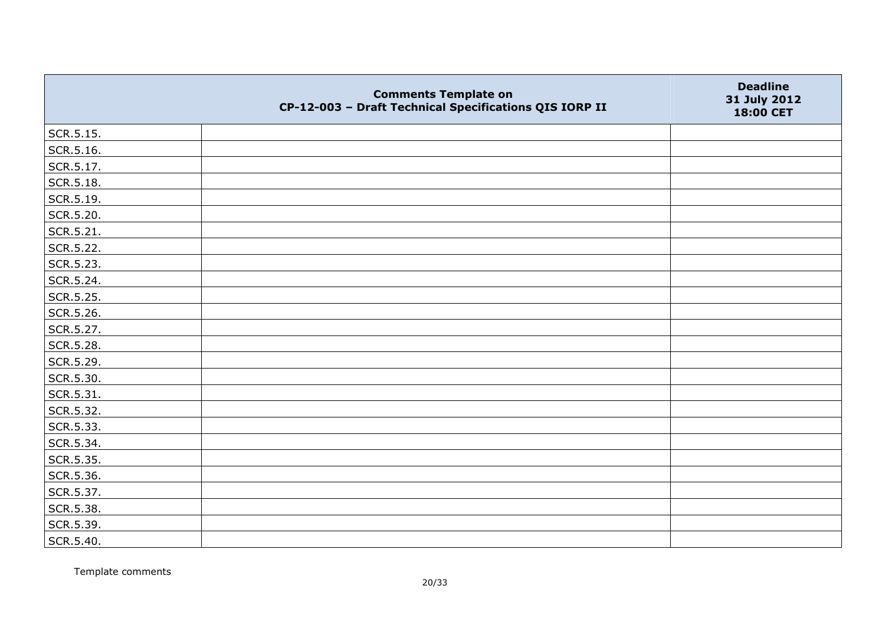| | Comments Template on CP-12-003 – Draft Technical Specifications QIS IORP II | Deadline 31 July 2012 18:00 CET |
|---|---|---|
| SCR.5.15. | | |
| SCR.5.16. | | |
| SCR.5.17. | | |
| SCR.5.18. | | |
| SCR.5.19. | | |
| SCR.5.20. | | |
| SCR.5.21. | | |
| SCR.5.22. | | |
| SCR.5.23. | | |
| SCR.5.24. | | |
| SCR.5.25. | | |
| SCR.5.26. | | |
| SCR.5.27. | | |
| SCR.5.28. | | |
| SCR.5.29. | | |
| SCR.5.30. | | |
| SCR.5.31. | | |
| SCR.5.32. | | |
| SCR.5.33. | | |
| SCR.5.34. | | |
| SCR.5.35. | | |
| SCR.5.36. | | |
| SCR.5.37. | | |
| SCR.5.38. | | |
| SCR.5.39. | | |
| SCR.5.40. | | |

Template comments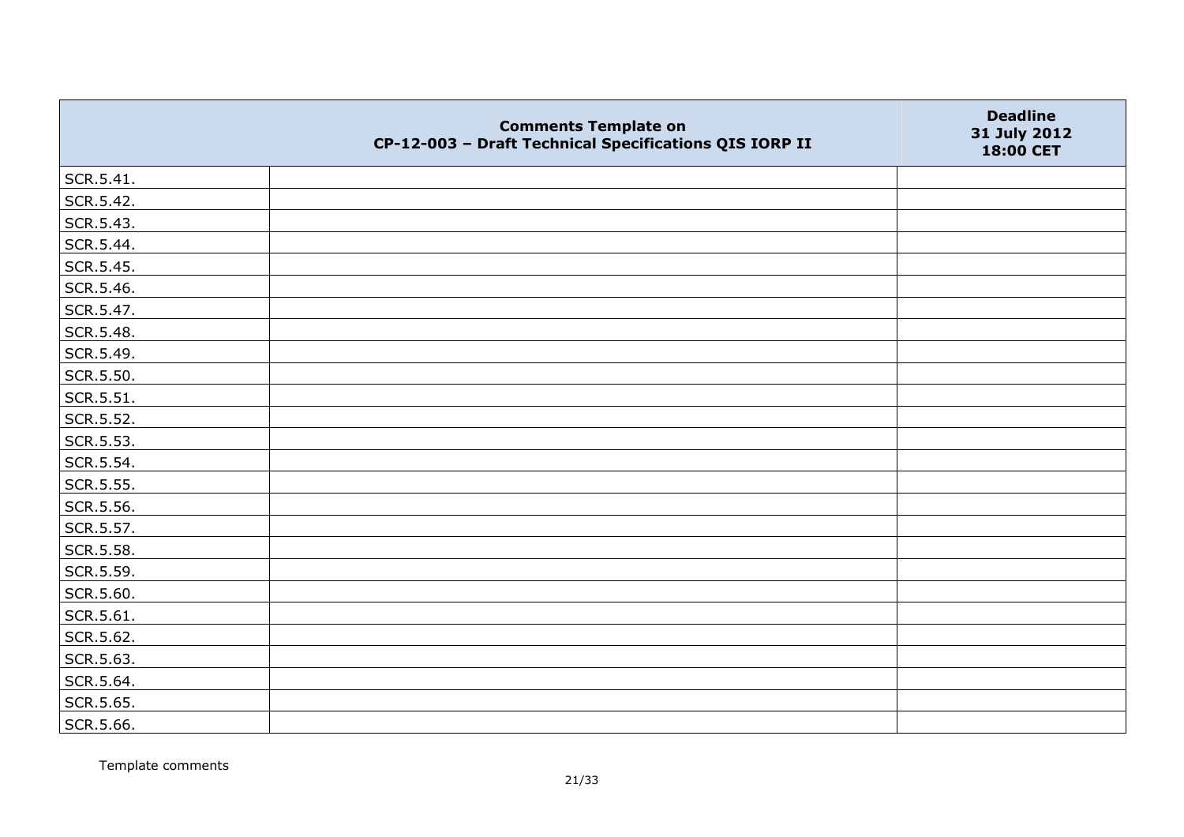| | Comments Template on CP-12-003 – Draft Technical Specifications QIS IORP II | Deadline 31 July 2012 18:00 CET |
|---|---|---|
| SCR.5.41. | | |
| SCR.5.42. | | |
| SCR.5.43. | | |
| SCR.5.44. | | |
| SCR.5.45. | | |
| SCR.5.46. | | |
| SCR.5.47. | | |
| SCR.5.48. | | |
| SCR.5.49. | | |
| SCR.5.50. | | |
| SCR.5.51. | | |
| SCR.5.52. | | |
| SCR.5.53. | | |
| SCR.5.54. | | |
| SCR.5.55. | | |
| SCR.5.56. | | |
| SCR.5.57. | | |
| SCR.5.58. | | |
| SCR.5.59. | | |
| SCR.5.60. | | |
| SCR.5.61. | | |
| SCR.5.62. | | |
| SCR.5.63. | | |
| SCR.5.64. | | |
| SCR.5.65. | | |
| SCR.5.66. | | |

Template comments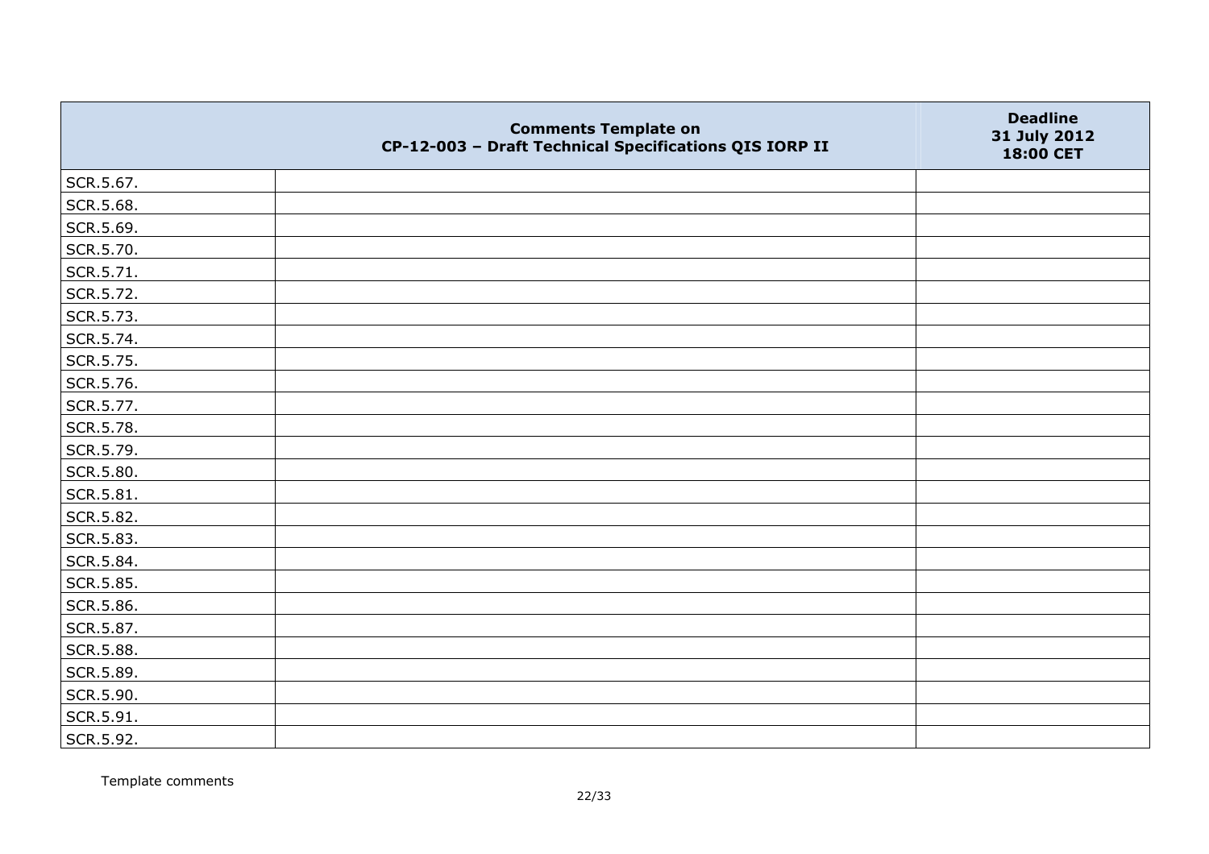| | Comments Template on CP-12-003 – Draft Technical Specifications QIS IORP II | Deadline 31 July 2012 18:00 CET |
|---|---|---|
| SCR.5.67. | | |
| SCR.5.68. | | |
| SCR.5.69. | | |
| SCR.5.70. | | |
| SCR.5.71. | | |
| SCR.5.72. | | |
| SCR.5.73. | | |
| SCR.5.74. | | |
| SCR.5.75. | | |
| SCR.5.76. | | |
| SCR.5.77. | | |
| SCR.5.78. | | |
| SCR.5.79. | | |
| SCR.5.80. | | |
| SCR.5.81. | | |
| SCR.5.82. | | |
| SCR.5.83. | | |
| SCR.5.84. | | |
| SCR.5.85. | | |
| SCR.5.86. | | |
| SCR.5.87. | | |
| SCR.5.88. | | |
| SCR.5.89. | | |
| SCR.5.90. | | |
| SCR.5.91. | | |
| SCR.5.92. | | |

Template comments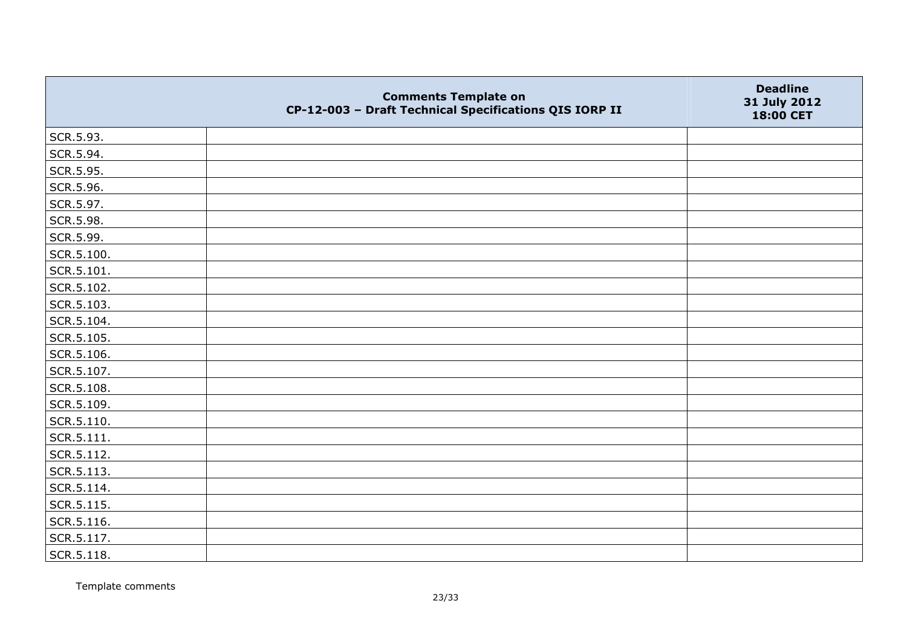| | Comments Template on CP-12-003 – Draft Technical Specifications QIS IORP II | Deadline 31 July 2012 18:00 CET |
|---|---|---|
| SCR.5.93. | | |
| SCR.5.94. | | |
| SCR.5.95. | | |
| SCR.5.96. | | |
| SCR.5.97. | | |
| SCR.5.98. | | |
| SCR.5.99. | | |
| SCR.5.100. | | |
| SCR.5.101. | | |
| SCR.5.102. | | |
| SCR.5.103. | | |
| SCR.5.104. | | |
| SCR.5.105. | | |
| SCR.5.106. | | |
| SCR.5.107. | | |
| SCR.5.108. | | |
| SCR.5.109. | | |
| SCR.5.110. | | |
| SCR.5.111. | | |
| SCR.5.112. | | |
| SCR.5.113. | | |
| SCR.5.114. | | |
| SCR.5.115. | | |
| SCR.5.116. | | |
| SCR.5.117. | | |
| SCR.5.118. | | |

Template comments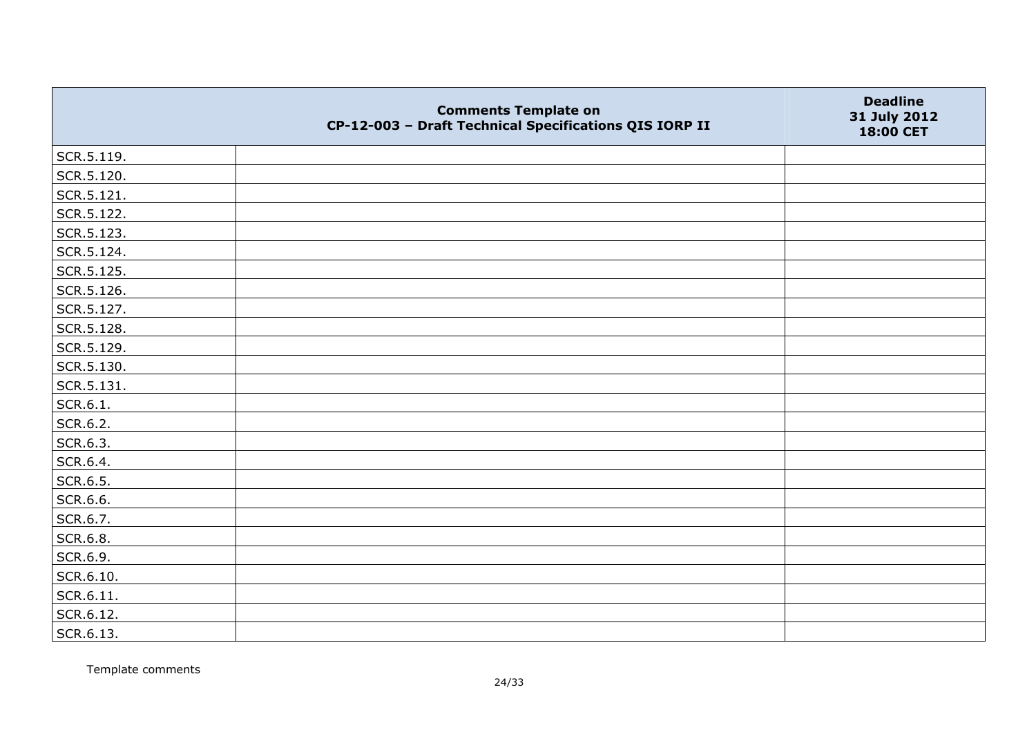| | Comments Template on CP-12-003 – Draft Technical Specifications QIS IORP II | Deadline 31 July 2012 18:00 CET |
|---|---|---|
| SCR.5.119. | | |
| SCR.5.120. | | |
| SCR.5.121. | | |
| SCR.5.122. | | |
| SCR.5.123. | | |
| SCR.5.124. | | |
| SCR.5.125. | | |
| SCR.5.126. | | |
| SCR.5.127. | | |
| SCR.5.128. | | |
| SCR.5.129. | | |
| SCR.5.130. | | |
| SCR.5.131. | | |
| SCR.6.1. | | |
| SCR.6.2. | | |
| SCR.6.3. | | |
| SCR.6.4. | | |
| SCR.6.5. | | |
| SCR.6.6. | | |
| SCR.6.7. | | |
| SCR.6.8. | | |
| SCR.6.9. | | |
| SCR.6.10. | | |
| SCR.6.11. | | |
| SCR.6.12. | | |
| SCR.6.13. | | |

Template comments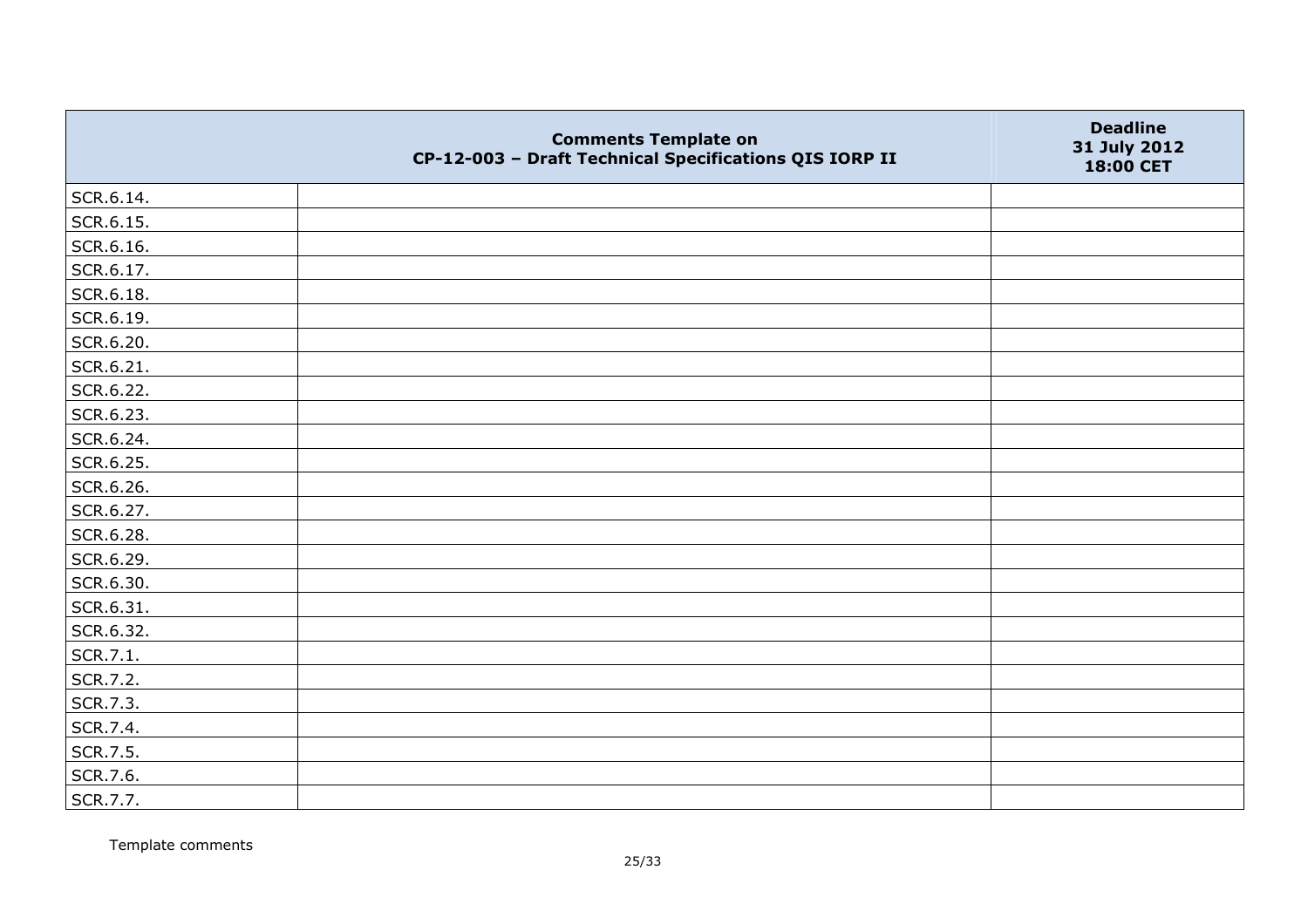|  | Comments Template on CP-12-003 – Draft Technical Specifications QIS IORP II | Deadline 31 July 2012 18:00 CET |
|---|---|---|
| SCR.6.14. |  |  |
| SCR.6.15. |  |  |
| SCR.6.16. |  |  |
| SCR.6.17. |  |  |
| SCR.6.18. |  |  |
| SCR.6.19. |  |  |
| SCR.6.20. |  |  |
| SCR.6.21. |  |  |
| SCR.6.22. |  |  |
| SCR.6.23. |  |  |
| SCR.6.24. |  |  |
| SCR.6.25. |  |  |
| SCR.6.26. |  |  |
| SCR.6.27. |  |  |
| SCR.6.28. |  |  |
| SCR.6.29. |  |  |
| SCR.6.30. |  |  |
| SCR.6.31. |  |  |
| SCR.6.32. |  |  |
| SCR.7.1. |  |  |
| SCR.7.2. |  |  |
| SCR.7.3. |  |  |
| SCR.7.4. |  |  |
| SCR.7.5. |  |  |
| SCR.7.6. |  |  |
| SCR.7.7. |  |  |

Template comments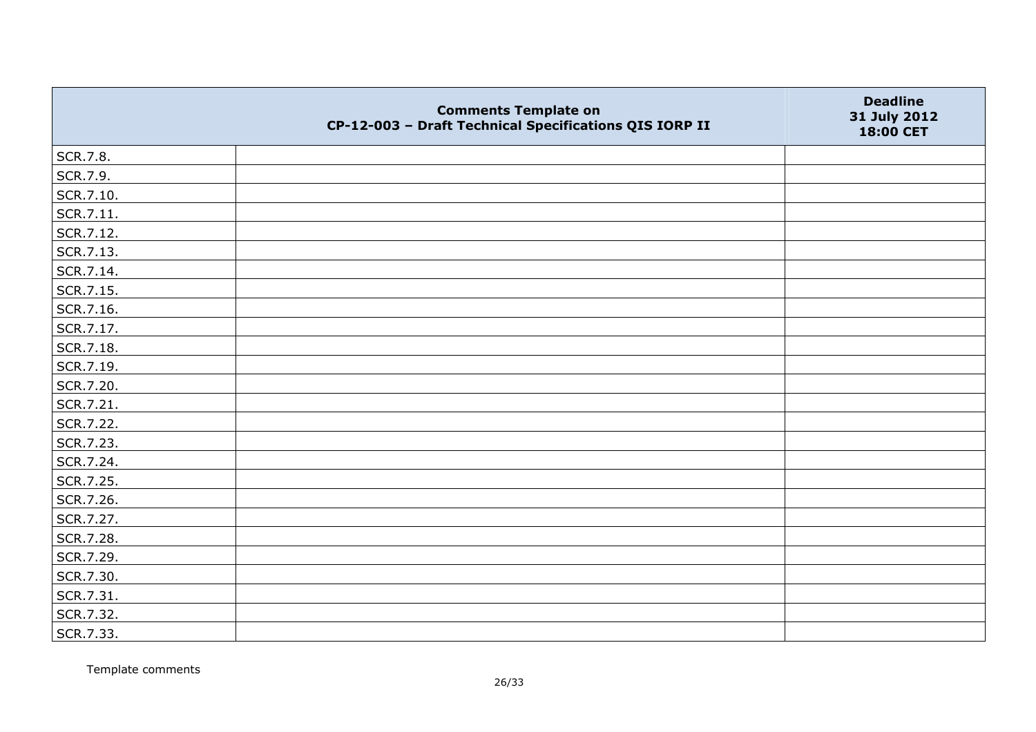| | Comments Template on CP-12-003 – Draft Technical Specifications QIS IORP II | Deadline 31 July 2012 18:00 CET |
|---|---|---|
| SCR.7.8. | | |
| SCR.7.9. | | |
| SCR.7.10. | | |
| SCR.7.11. | | |
| SCR.7.12. | | |
| SCR.7.13. | | |
| SCR.7.14. | | |
| SCR.7.15. | | |
| SCR.7.16. | | |
| SCR.7.17. | | |
| SCR.7.18. | | |
| SCR.7.19. | | |
| SCR.7.20. | | |
| SCR.7.21. | | |
| SCR.7.22. | | |
| SCR.7.23. | | |
| SCR.7.24. | | |
| SCR.7.25. | | |
| SCR.7.26. | | |
| SCR.7.27. | | |
| SCR.7.28. | | |
| SCR.7.29. | | |
| SCR.7.30. | | |
| SCR.7.31. | | |
| SCR.7.32. | | |
| SCR.7.33. | | |

Template comments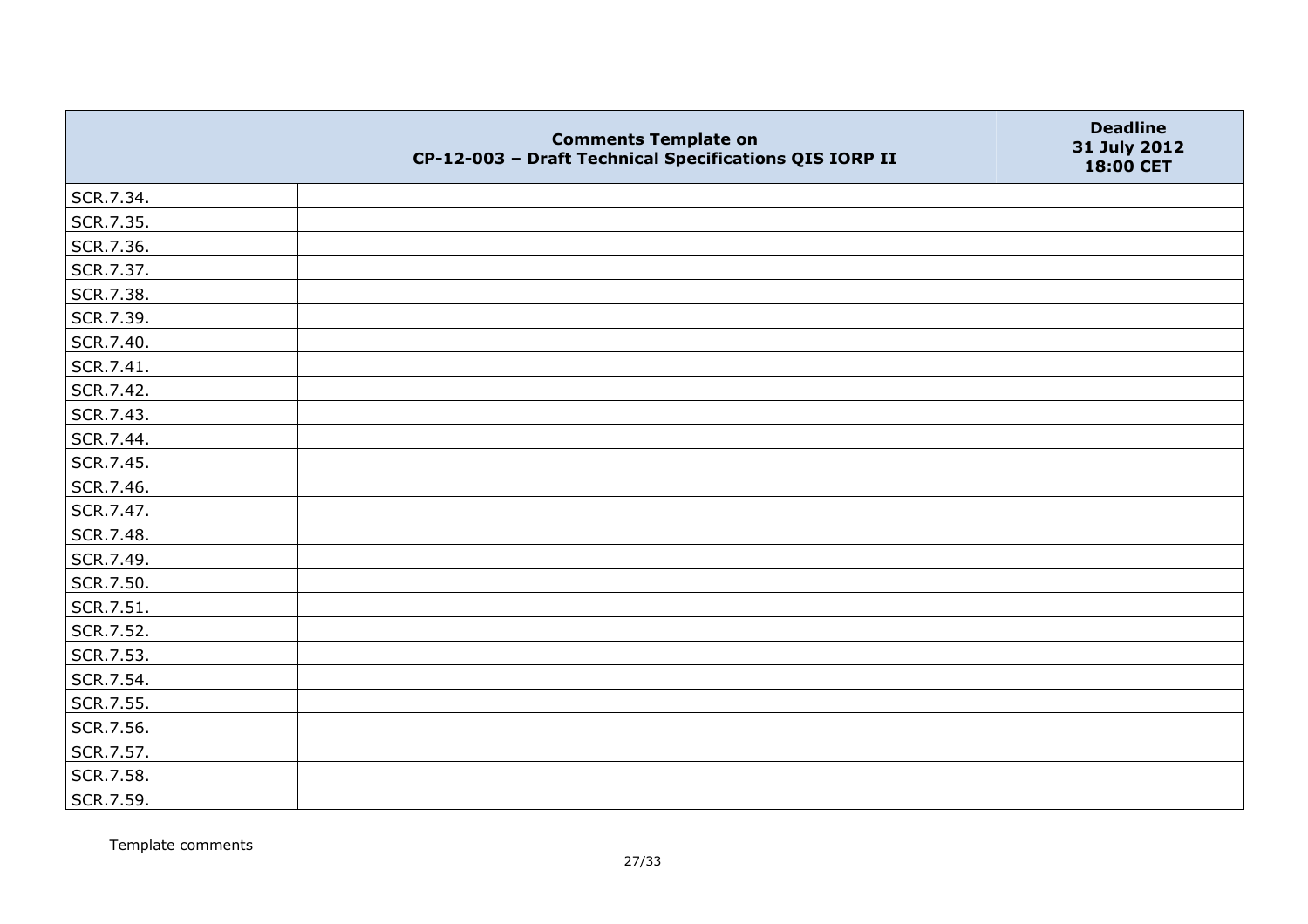| | Comments Template on CP-12-003 – Draft Technical Specifications QIS IORP II | Deadline 31 July 2012 18:00 CET |
|---|---|---|
| SCR.7.34. | | |
| SCR.7.35. | | |
| SCR.7.36. | | |
| SCR.7.37. | | |
| SCR.7.38. | | |
| SCR.7.39. | | |
| SCR.7.40. | | |
| SCR.7.41. | | |
| SCR.7.42. | | |
| SCR.7.43. | | |
| SCR.7.44. | | |
| SCR.7.45. | | |
| SCR.7.46. | | |
| SCR.7.47. | | |
| SCR.7.48. | | |
| SCR.7.49. | | |
| SCR.7.50. | | |
| SCR.7.51. | | |
| SCR.7.52. | | |
| SCR.7.53. | | |
| SCR.7.54. | | |
| SCR.7.55. | | |
| SCR.7.56. | | |
| SCR.7.57. | | |
| SCR.7.58. | | |
| SCR.7.59. | | |

Template comments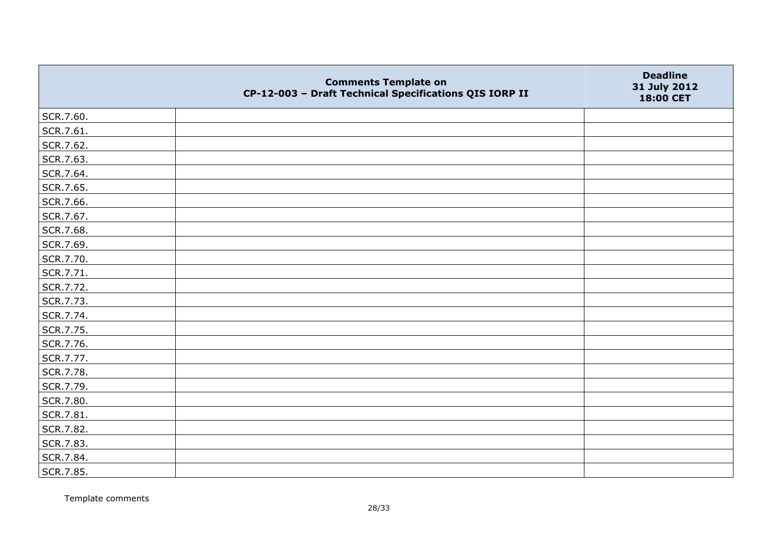|  | **Comments Template on CP-12-003 – Draft Technical Specifications QIS IORP II** | **Deadline 31 July 2012 18:00 CET** |
|---|---|---|
| SCR.7.60. |  |  |
| SCR.7.61. |  |  |
| SCR.7.62. |  |  |
| SCR.7.63. |  |  |
| SCR.7.64. |  |  |
| SCR.7.65. |  |  |
| SCR.7.66. |  |  |
| SCR.7.67. |  |  |
| SCR.7.68. |  |  |
| SCR.7.69. |  |  |
| SCR.7.70. |  |  |
| SCR.7.71. |  |  |
| SCR.7.72. |  |  |
| SCR.7.73. |  |  |
| SCR.7.74. |  |  |
| SCR.7.75. |  |  |
| SCR.7.76. |  |  |
| SCR.7.77. |  |  |
| SCR.7.78. |  |  |
| SCR.7.79. |  |  |
| SCR.7.80. |  |  |
| SCR.7.81. |  |  |
| SCR.7.82. |  |  |
| SCR.7.83. |  |  |
| SCR.7.84. |  |  |
| SCR.7.85. |  |  |

Template comments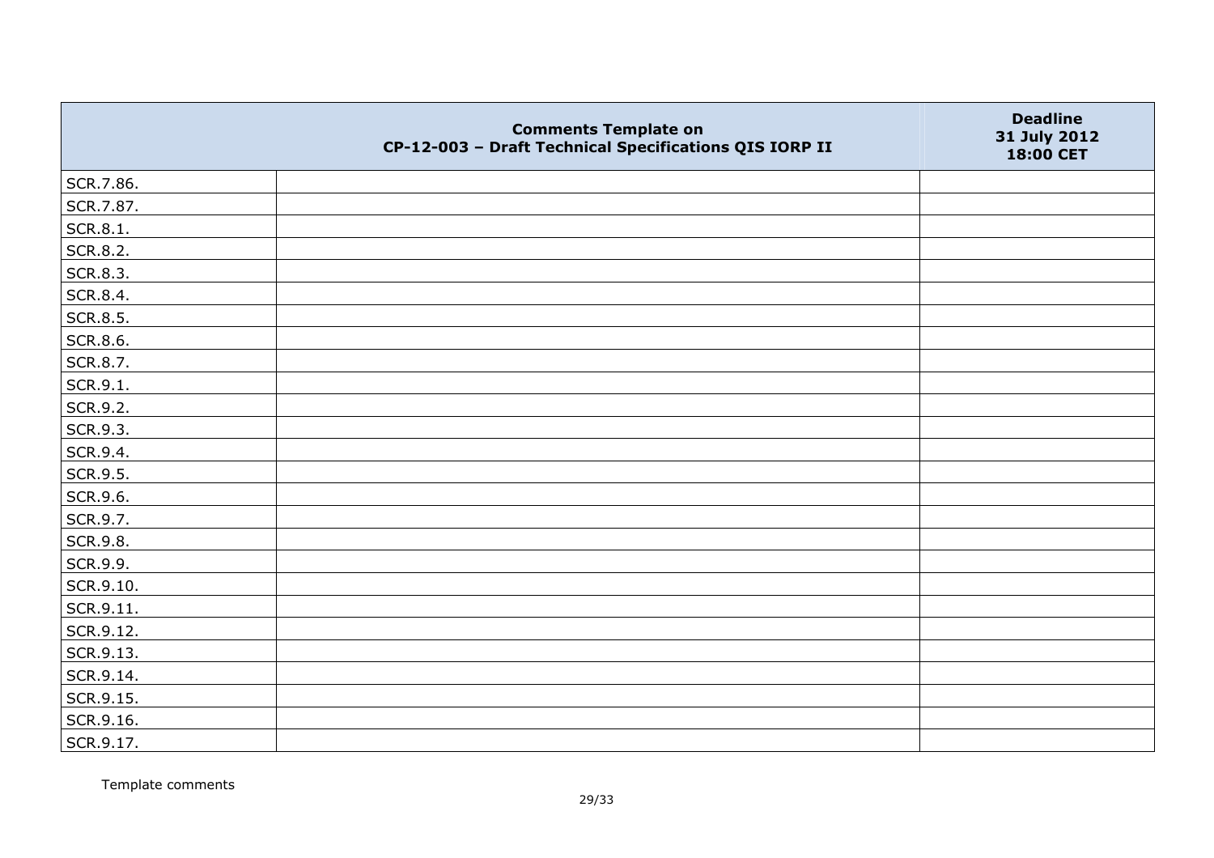| | Comments Template on CP-12-003 – Draft Technical Specifications QIS IORP II | Deadline 31 July 2012 18:00 CET |
|---|---|---|
| SCR.7.86. | | |
| SCR.7.87. | | |
| SCR.8.1. | | |
| SCR.8.2. | | |
| SCR.8.3. | | |
| SCR.8.4. | | |
| SCR.8.5. | | |
| SCR.8.6. | | |
| SCR.8.7. | | |
| SCR.9.1. | | |
| SCR.9.2. | | |
| SCR.9.3. | | |
| SCR.9.4. | | |
| SCR.9.5. | | |
| SCR.9.6. | | |
| SCR.9.7. | | |
| SCR.9.8. | | |
| SCR.9.9. | | |
| SCR.9.10. | | |
| SCR.9.11. | | |
| SCR.9.12. | | |
| SCR.9.13. | | |
| SCR.9.14. | | |
| SCR.9.15. | | |
| SCR.9.16. | | |
| SCR.9.17. | | |

Template comments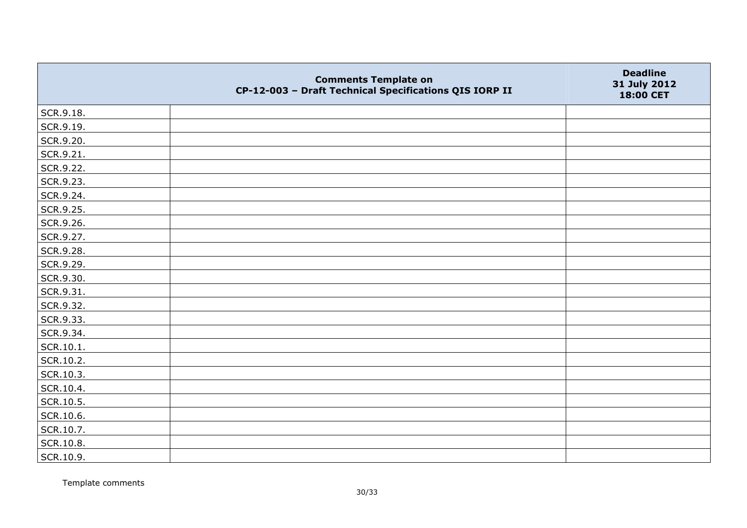| | Comments Template on CP-12-003 – Draft Technical Specifications QIS IORP II | Deadline 31 July 2012 18:00 CET |
|---|---|---|
| SCR.9.18. | | |
| SCR.9.19. | | |
| SCR.9.20. | | |
| SCR.9.21. | | |
| SCR.9.22. | | |
| SCR.9.23. | | |
| SCR.9.24. | | |
| SCR.9.25. | | |
| SCR.9.26. | | |
| SCR.9.27. | | |
| SCR.9.28. | | |
| SCR.9.29. | | |
| SCR.9.30. | | |
| SCR.9.31. | | |
| SCR.9.32. | | |
| SCR.9.33. | | |
| SCR.9.34. | | |
| SCR.10.1. | | |
| SCR.10.2. | | |
| SCR.10.3. | | |
| SCR.10.4. | | |
| SCR.10.5. | | |
| SCR.10.6. | | |
| SCR.10.7. | | |
| SCR.10.8. | | |
| SCR.10.9. | | |

Template comments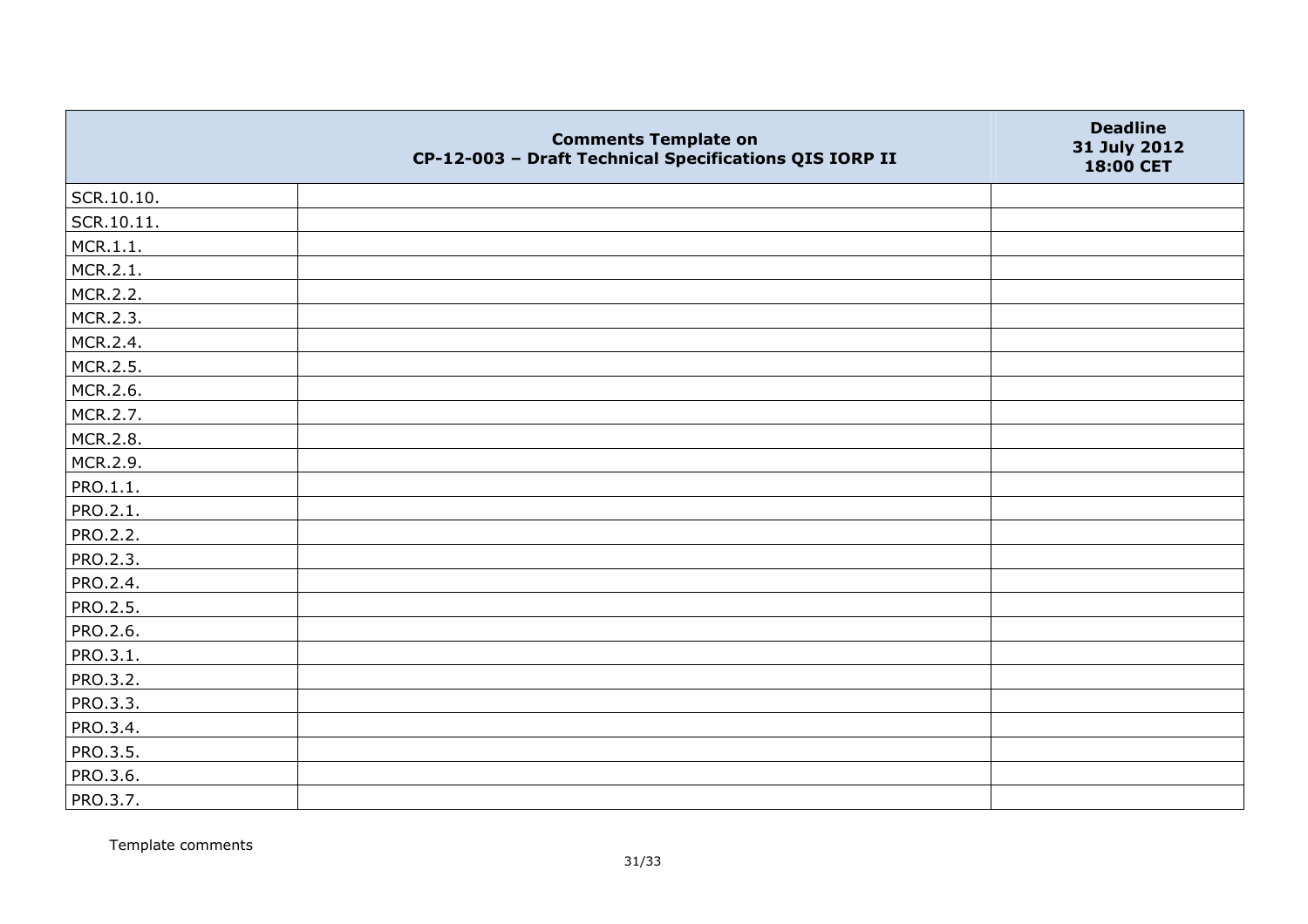| | Comments Template on CP-12-003 – Draft Technical Specifications QIS IORP II | Deadline 31 July 2012 18:00 CET |
|---|---|---|
| SCR.10.10. | | |
| SCR.10.11. | | |
| MCR.1.1. | | |
| MCR.2.1. | | |
| MCR.2.2. | | |
| MCR.2.3. | | |
| MCR.2.4. | | |
| MCR.2.5. | | |
| MCR.2.6. | | |
| MCR.2.7. | | |
| MCR.2.8. | | |
| MCR.2.9. | | |
| PRO.1.1. | | |
| PRO.2.1. | | |
| PRO.2.2. | | |
| PRO.2.3. | | |
| PRO.2.4. | | |
| PRO.2.5. | | |
| PRO.2.6. | | |
| PRO.3.1. | | |
| PRO.3.2. | | |
| PRO.3.3. | | |
| PRO.3.4. | | |
| PRO.3.5. | | |
| PRO.3.6. | | |
| PRO.3.7. | | |

Template comments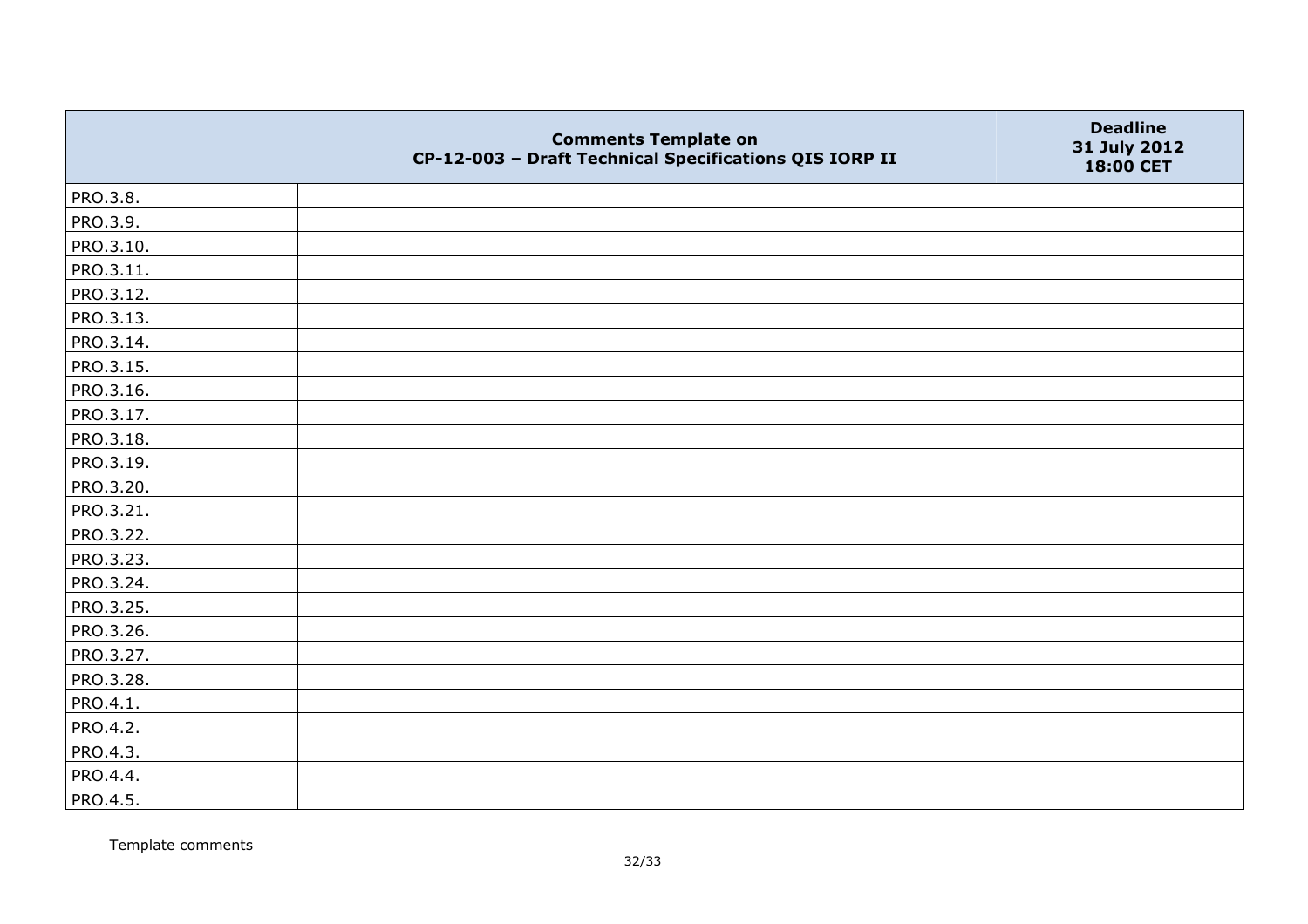| | Comments Template on CP-12-003 – Draft Technical Specifications QIS IORP II | Deadline 31 July 2012 18:00 CET |
|---|---|---|
| PRO.3.8. | | |
| PRO.3.9. | | |
| PRO.3.10. | | |
| PRO.3.11. | | |
| PRO.3.12. | | |
| PRO.3.13. | | |
| PRO.3.14. | | |
| PRO.3.15. | | |
| PRO.3.16. | | |
| PRO.3.17. | | |
| PRO.3.18. | | |
| PRO.3.19. | | |
| PRO.3.20. | | |
| PRO.3.21. | | |
| PRO.3.22. | | |
| PRO.3.23. | | |
| PRO.3.24. | | |
| PRO.3.25. | | |
| PRO.3.26. | | |
| PRO.3.27. | | |
| PRO.3.28. | | |
| PRO.4.1. | | |
| PRO.4.2. | | |
| PRO.4.3. | | |
| PRO.4.4. | | |
| PRO.4.5. | | |

Template comments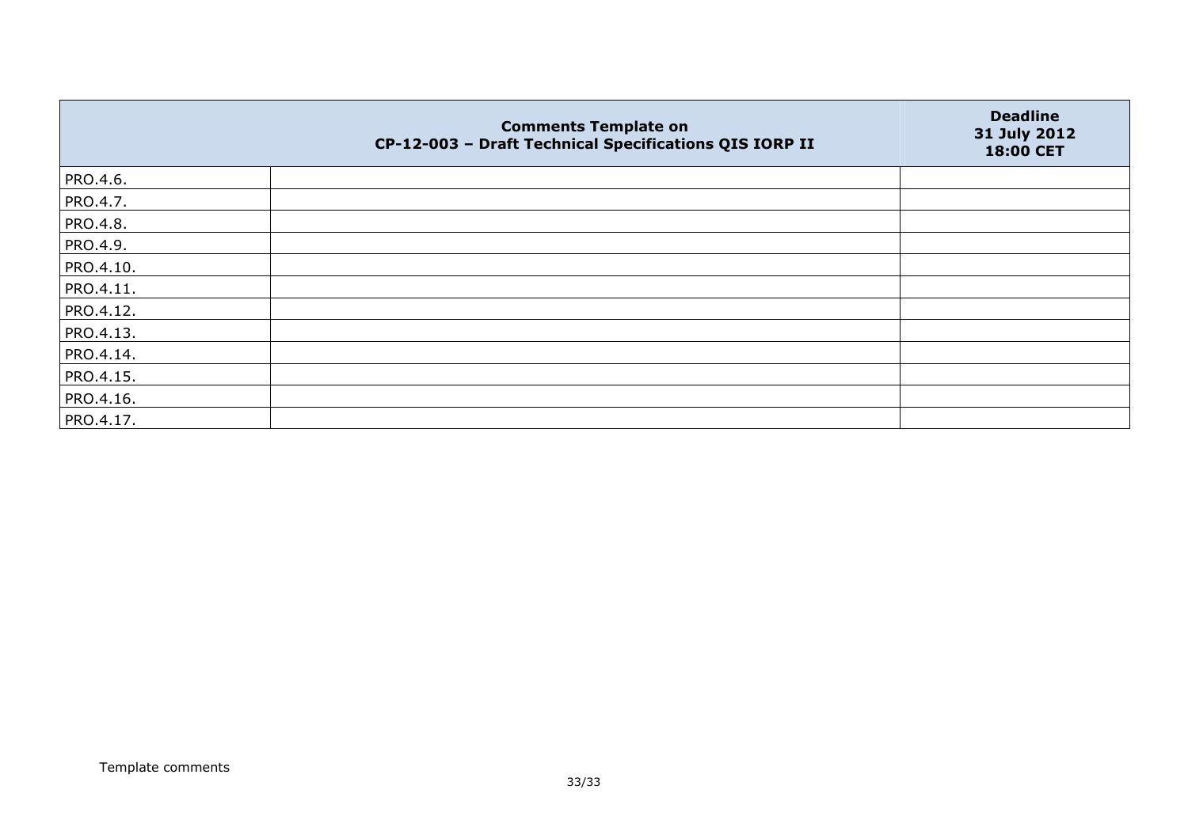| | Comments Template on<br>CP-12-003 – Draft Technical Specifications QIS IORP II | Deadline<br>31 July 2012<br>18:00 CET |
|---|---|---|
| PRO.4.6. | | |
| PRO.4.7. | | |
| PRO.4.8. | | |
| PRO.4.9. | | |
| PRO.4.10. | | |
| PRO.4.11. | | |
| PRO.4.12. | | |
| PRO.4.13. | | |
| PRO.4.14. | | |
| PRO.4.15. | | |
| PRO.4.16. | | |
| PRO.4.17. | | |